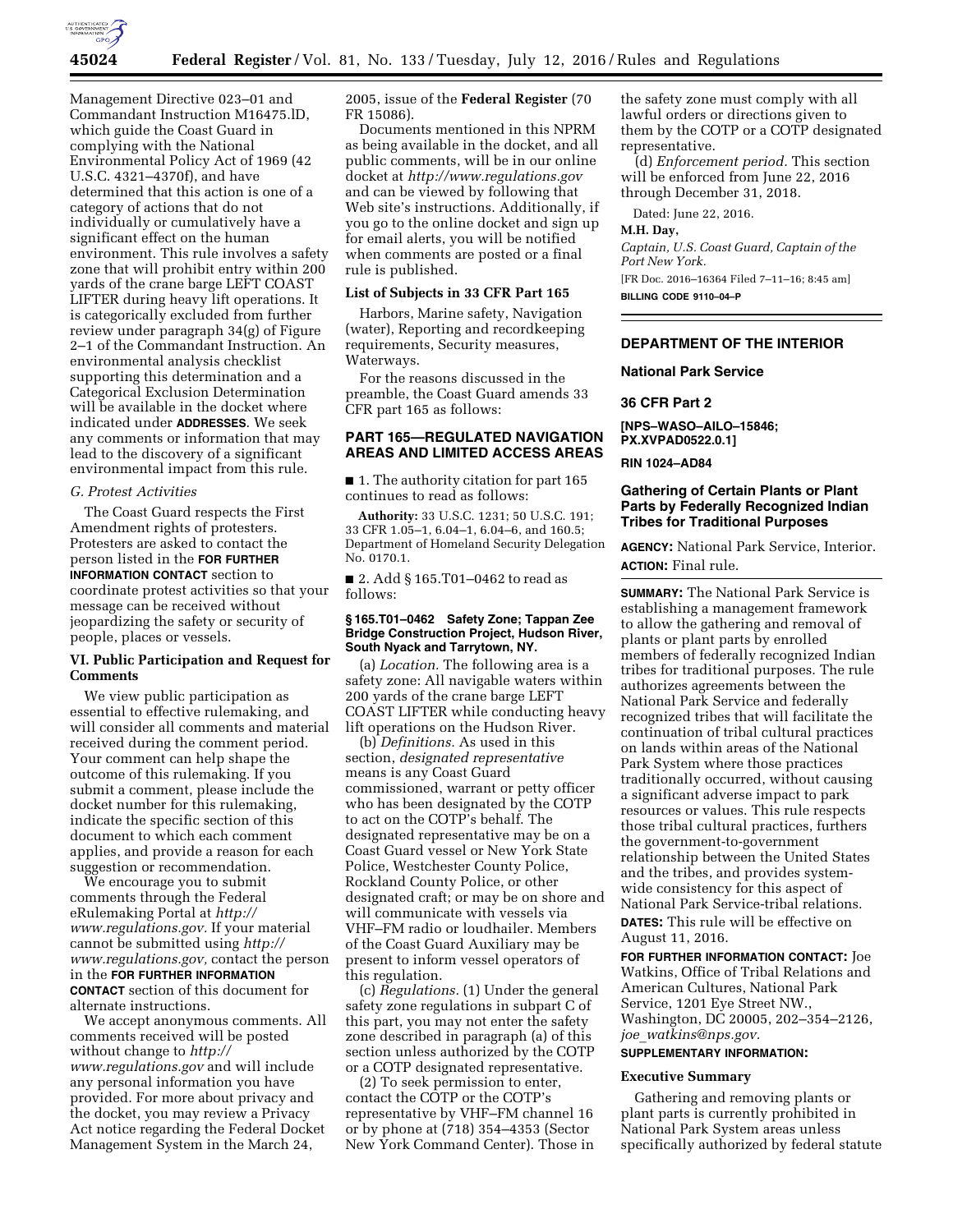Management Directive 023–01 and Commandant Instruction M16475.lD, which guide the Coast Guard in complying with the National Environmental Policy Act of 1969 (42 U.S.C. 4321–4370f), and have determined that this action is one of a category of actions that do not individually or cumulatively have a significant effect on the human environment. This rule involves a safety zone that will prohibit entry within 200 yards of the crane barge LEFT COAST LIFTER during heavy lift operations. It is categorically excluded from further review under paragraph 34(g) of Figure 2–1 of the Commandant Instruction. An environmental analysis checklist supporting this determination and a Categorical Exclusion Determination will be available in the docket where indicated under **ADDRESSES**. We seek any comments or information that may lead to the discovery of a significant environmental impact from this rule.

*G. Protest Activities*

The Coast Guard respects the First Amendment rights of protesters. Protesters are asked to contact the person listed in the **FOR FURTHER INFORMATION CONTACT** section to coordinate protest activities so that your message can be received without jeopardizing the safety or security of people, places or vessels.

### VI. Public Participation and Request for Comments

We view public participation as essential to effective rulemaking, and will consider all comments and material received during the comment period. Your comment can help shape the outcome of this rulemaking. If you submit a comment, please include the docket number for this rulemaking, indicate the specific section of this document to which each comment applies, and provide a reason for each suggestion or recommendation.

We encourage you to submit comments through the Federal eRulemaking Portal at *http://www.regulations.gov.* If your material cannot be submitted using *http://www.regulations.gov,* contact the person in the **FOR FURTHER INFORMATION CONTACT** section of this document for alternate instructions.

We accept anonymous comments. All comments received will be posted without change to *http://www.regulations.gov* and will include any personal information you have provided. For more about privacy and the docket, you may review a Privacy Act notice regarding the Federal Docket Management System in the March 24, 2005, issue of the **Federal Register** (70 FR 15086).

Documents mentioned in this NPRM as being available in the docket, and all public comments, will be in our online docket at *http://www.regulations.gov* and can be viewed by following that Web site's instructions. Additionally, if you go to the online docket and sign up for email alerts, you will be notified when comments are posted or a final rule is published.

### List of Subjects in 33 CFR Part 165

Harbors, Marine safety, Navigation (water), Reporting and recordkeeping requirements, Security measures, Waterways.

For the reasons discussed in the preamble, the Coast Guard amends 33 CFR part 165 as follows:

## PART 165—REGULATED NAVIGATION AREAS AND LIMITED ACCESS AREAS

■ 1. The authority citation for part 165 continues to read as follows:

**Authority:** 33 U.S.C. 1231; 50 U.S.C. 191; 33 CFR 1.05–1, 6.04–1, 6.04–6, and 160.5; Department of Homeland Security Delegation No. 0170.1.

■ 2. Add § 165.T01–0462 to read as follows:

#### § 165.T01–0462 Safety Zone; Tappan Zee Bridge Construction Project, Hudson River, South Nyack and Tarrytown, NY.

(a) *Location.* The following area is a safety zone: All navigable waters within 200 yards of the crane barge LEFT COAST LIFTER while conducting heavy lift operations on the Hudson River.

(b) *Definitions.* As used in this section, *designated representative* means is any Coast Guard commissioned, warrant or petty officer who has been designated by the COTP to act on the COTP's behalf. The designated representative may be on a Coast Guard vessel or New York State Police, Westchester County Police, Rockland County Police, or other designated craft; or may be on shore and will communicate with vessels via VHF–FM radio or loudhailer. Members of the Coast Guard Auxiliary may be present to inform vessel operators of this regulation.

(c) *Regulations.* (1) Under the general safety zone regulations in subpart C of this part, you may not enter the safety zone described in paragraph (a) of this section unless authorized by the COTP or a COTP designated representative.

(2) To seek permission to enter, contact the COTP or the COTP's representative by VHF–FM channel 16 or by phone at (718) 354–4353 (Sector New York Command Center). Those in the safety zone must comply with all lawful orders or directions given to them by the COTP or a COTP designated representative.

(d) *Enforcement period.* This section will be enforced from June 22, 2016 through December 31, 2018.

Dated: June 22, 2016.

**M.H. Day,**

*Captain, U.S. Coast Guard, Captain of the Port New York.*

[FR Doc. 2016–16364 Filed 7–11–16; 8:45 am]

**BILLING CODE 9110–04–P**

---

## DEPARTMENT OF THE INTERIOR

### National Park Service

### 36 CFR Part 2

**[NPS–WASO–AILO–15846; PX.XVPAD0522.0.1]**

**RIN 1024–AD84**

## Gathering of Certain Plants or Plant Parts by Federally Recognized Indian Tribes for Traditional Purposes

**AGENCY:** National Park Service, Interior.

**ACTION:** Final rule.

**SUMMARY:** The National Park Service is establishing a management framework to allow the gathering and removal of plants or plant parts by enrolled members of federally recognized Indian tribes for traditional purposes. The rule authorizes agreements between the National Park Service and federally recognized tribes that will facilitate the continuation of tribal cultural practices on lands within areas of the National Park System where those practices traditionally occurred, without causing a significant adverse impact to park resources or values. This rule respects those tribal cultural practices, furthers the government-to-government relationship between the United States and the tribes, and provides system-wide consistency for this aspect of National Park Service-tribal relations.

**DATES:** This rule will be effective on August 11, 2016.

**FOR FURTHER INFORMATION CONTACT:** Joe Watkins, Office of Tribal Relations and American Cultures, National Park Service, 1201 Eye Street NW., Washington, DC 20005, 202–354–2126, *joe_watkins@nps.gov.*

**SUPPLEMENTARY INFORMATION:**

### Executive Summary

Gathering and removing plants or plant parts is currently prohibited in National Park System areas unless specifically authorized by federal statute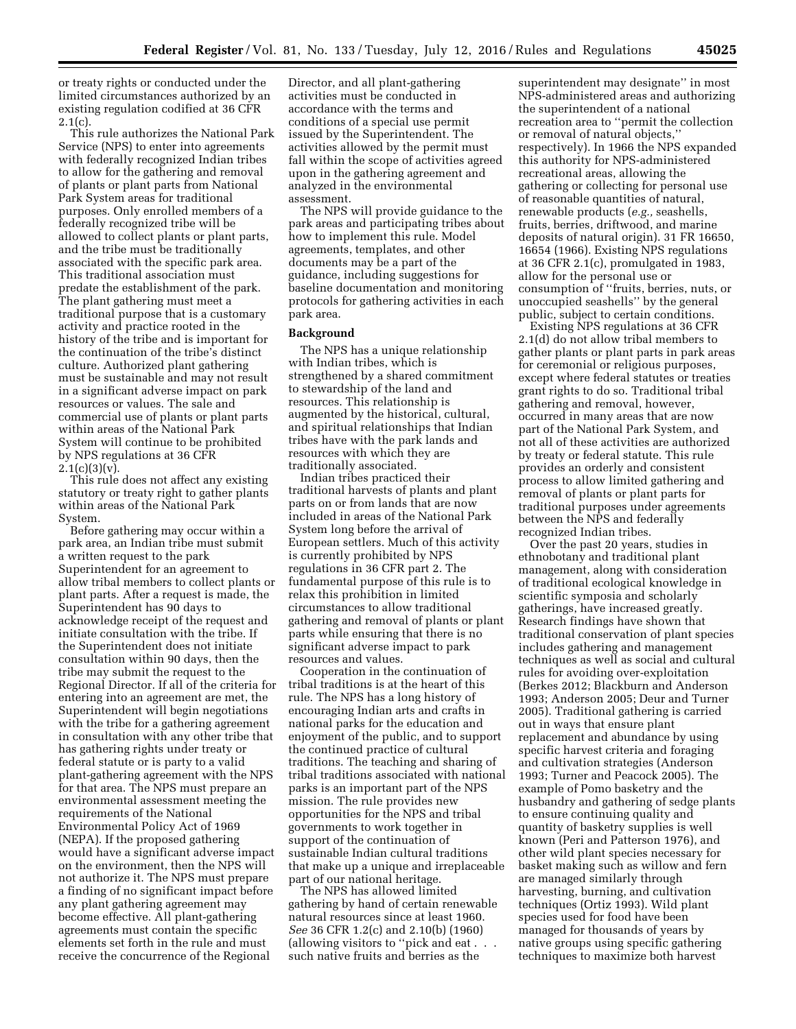or treaty rights or conducted under the limited circumstances authorized by an existing regulation codified at 36 CFR 2.1(c).

This rule authorizes the National Park Service (NPS) to enter into agreements with federally recognized Indian tribes to allow for the gathering and removal of plants or plant parts from National Park System areas for traditional purposes. Only enrolled members of a federally recognized tribe will be allowed to collect plants or plant parts, and the tribe must be traditionally associated with the specific park area. This traditional association must predate the establishment of the park. The plant gathering must meet a traditional purpose that is a customary activity and practice rooted in the history of the tribe and is important for the continuation of the tribe's distinct culture. Authorized plant gathering must be sustainable and may not result in a significant adverse impact on park resources or values. The sale and commercial use of plants or plant parts within areas of the National Park System will continue to be prohibited by NPS regulations at 36 CFR 2.1(c)(3)(v).

This rule does not affect any existing statutory or treaty right to gather plants within areas of the National Park System.

Before gathering may occur within a park area, an Indian tribe must submit a written request to the park Superintendent for an agreement to allow tribal members to collect plants or plant parts. After a request is made, the Superintendent has 90 days to acknowledge receipt of the request and initiate consultation with the tribe. If the Superintendent does not initiate consultation within 90 days, then the tribe may submit the request to the Regional Director. If all of the criteria for entering into an agreement are met, the Superintendent will begin negotiations with the tribe for a gathering agreement in consultation with any other tribe that has gathering rights under treaty or federal statute or is party to a valid plant-gathering agreement with the NPS for that area. The NPS must prepare an environmental assessment meeting the requirements of the National Environmental Policy Act of 1969 (NEPA). If the proposed gathering would have a significant adverse impact on the environment, then the NPS will not authorize it. The NPS must prepare a finding of no significant impact before any plant gathering agreement may become effective. All plant-gathering agreements must contain the specific elements set forth in the rule and must receive the concurrence of the Regional Director, and all plant-gathering activities must be conducted in accordance with the terms and conditions of a special use permit issued by the Superintendent. The activities allowed by the permit must fall within the scope of activities agreed upon in the gathering agreement and analyzed in the environmental assessment.

The NPS will provide guidance to the park areas and participating tribes about how to implement this rule. Model agreements, templates, and other documents may be a part of the guidance, including suggestions for baseline documentation and monitoring protocols for gathering activities in each park area.

## Background

The NPS has a unique relationship with Indian tribes, which is strengthened by a shared commitment to stewardship of the land and resources. This relationship is augmented by the historical, cultural, and spiritual relationships that Indian tribes have with the park lands and resources with which they are traditionally associated.

Indian tribes practiced their traditional harvests of plants and plant parts on or from lands that are now included in areas of the National Park System long before the arrival of European settlers. Much of this activity is currently prohibited by NPS regulations in 36 CFR part 2. The fundamental purpose of this rule is to relax this prohibition in limited circumstances to allow traditional gathering and removal of plants or plant parts while ensuring that there is no significant adverse impact to park resources and values.

Cooperation in the continuation of tribal traditions is at the heart of this rule. The NPS has a long history of encouraging Indian arts and crafts in national parks for the education and enjoyment of the public, and to support the continued practice of cultural traditions. The teaching and sharing of tribal traditions associated with national parks is an important part of the NPS mission. The rule provides new opportunities for the NPS and tribal governments to work together in support of the continuation of sustainable Indian cultural traditions that make up a unique and irreplaceable part of our national heritage.

The NPS has allowed limited gathering by hand of certain renewable natural resources since at least 1960. *See* 36 CFR 1.2(c) and 2.10(b) (1960) (allowing visitors to "pick and eat . . . such native fruits and berries as the superintendent may designate" in most NPS-administered areas and authorizing the superintendent of a national recreation area to "permit the collection or removal of natural objects," respectively). In 1966 the NPS expanded this authority for NPS-administered recreational areas, allowing the gathering or collecting for personal use of reasonable quantities of natural, renewable products (*e.g.,* seashells, fruits, berries, driftwood, and marine deposits of natural origin). 31 FR 16650, 16654 (1966). Existing NPS regulations at 36 CFR 2.1(c), promulgated in 1983, allow for the personal use or consumption of "fruits, berries, nuts, or unoccupied seashells" by the general public, subject to certain conditions.

Existing NPS regulations at 36 CFR 2.1(d) do not allow tribal members to gather plants or plant parts in park areas for ceremonial or religious purposes, except where federal statutes or treaties grant rights to do so. Traditional tribal gathering and removal, however, occurred in many areas that are now part of the National Park System, and not all of these activities are authorized by treaty or federal statute. This rule provides an orderly and consistent process to allow limited gathering and removal of plants or plant parts for traditional purposes under agreements between the NPS and federally recognized Indian tribes.

Over the past 20 years, studies in ethnobotany and traditional plant management, along with consideration of traditional ecological knowledge in scientific symposia and scholarly gatherings, have increased greatly. Research findings have shown that traditional conservation of plant species includes gathering and management techniques as well as social and cultural rules for avoiding over-exploitation (Berkes 2012; Blackburn and Anderson 1993; Anderson 2005; Deur and Turner 2005). Traditional gathering is carried out in ways that ensure plant replacement and abundance by using specific harvest criteria and foraging and cultivation strategies (Anderson 1993; Turner and Peacock 2005). The example of Pomo basketry and the husbandry and gathering of sedge plants to ensure continuing quality and quantity of basketry supplies is well known (Peri and Patterson 1976), and other wild plant species necessary for basket making such as willow and fern are managed similarly through harvesting, burning, and cultivation techniques (Ortiz 1993). Wild plant species used for food have been managed for thousands of years by native groups using specific gathering techniques to maximize both harvest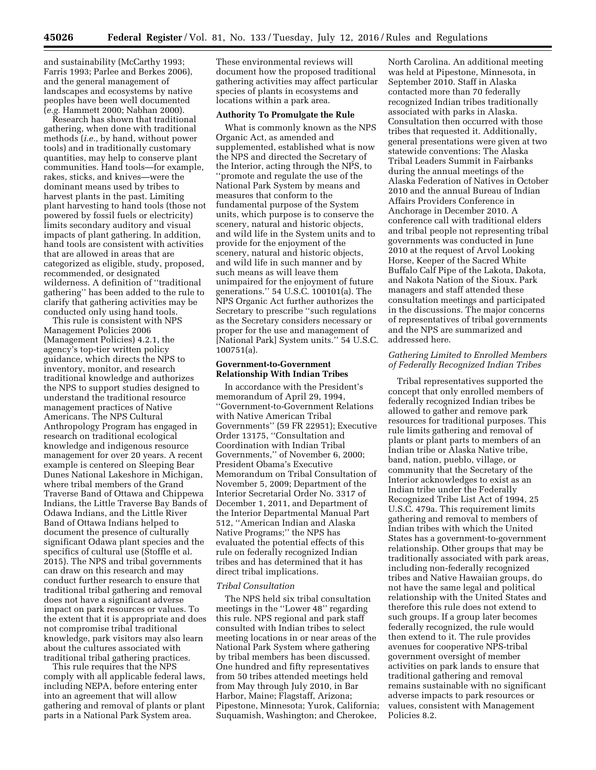and sustainability (McCarthy 1993; Farris 1993; Parlee and Berkes 2006), and the general management of landscapes and ecosystems by native peoples have been well documented (*e.g.* Hammett 2000; Nabhan 2000).

Research has shown that traditional gathering, when done with traditional methods (*i.e.,* by hand, without power tools) and in traditionally customary quantities, may help to conserve plant communities. Hand tools—for example, rakes, sticks, and knives—were the dominant means used by tribes to harvest plants in the past. Limiting plant harvesting to hand tools (those not powered by fossil fuels or electricity) limits secondary auditory and visual impacts of plant gathering. In addition, hand tools are consistent with activities that are allowed in areas that are categorized as eligible, study, proposed, recommended, or designated wilderness. A definition of ''traditional gathering'' has been added to the rule to clarify that gathering activities may be conducted only using hand tools.

This rule is consistent with NPS Management Policies 2006 (Management Policies) 4.2.1, the agency's top-tier written policy guidance, which directs the NPS to inventory, monitor, and research traditional knowledge and authorizes the NPS to support studies designed to understand the traditional resource management practices of Native Americans. The NPS Cultural Anthropology Program has engaged in research on traditional ecological knowledge and indigenous resource management for over 20 years. A recent example is centered on Sleeping Bear Dunes National Lakeshore in Michigan, where tribal members of the Grand Traverse Band of Ottawa and Chippewa Indians, the Little Traverse Bay Bands of Odawa Indians, and the Little River Band of Ottawa Indians helped to document the presence of culturally significant Odawa plant species and the specifics of cultural use (Stoffle et al. 2015). The NPS and tribal governments can draw on this research and may conduct further research to ensure that traditional tribal gathering and removal does not have a significant adverse impact on park resources or values. To the extent that it is appropriate and does not compromise tribal traditional knowledge, park visitors may also learn about the cultures associated with traditional tribal gathering practices.

This rule requires that the NPS comply with all applicable federal laws, including NEPA, before entering enter into an agreement that will allow gathering and removal of plants or plant parts in a National Park System area. These environmental reviews will document how the proposed traditional gathering activities may affect particular species of plants in ecosystems and locations within a park area.

## Authority To Promulgate the Rule

What is commonly known as the NPS Organic Act, as amended and supplemented, established what is now the NPS and directed the Secretary of the Interior, acting through the NPS, to ''promote and regulate the use of the National Park System by means and measures that conform to the fundamental purpose of the System units, which purpose is to conserve the scenery, natural and historic objects, and wild life in the System units and to provide for the enjoyment of the scenery, natural and historic objects, and wild life in such manner and by such means as will leave them unimpaired for the enjoyment of future generations.'' 54 U.S.C. 100101(a). The NPS Organic Act further authorizes the Secretary to prescribe ''such regulations as the Secretary considers necessary or proper for the use and management of [National Park] System units.'' 54 U.S.C. 100751(a).

## Government-to-Government Relationship With Indian Tribes

In accordance with the President's memorandum of April 29, 1994, ''Government-to-Government Relations with Native American Tribal Governments'' (59 FR 22951); Executive Order 13175, ''Consultation and Coordination with Indian Tribal Governments,'' of November 6, 2000; President Obama's Executive Memorandum on Tribal Consultation of November 5, 2009; Department of the Interior Secretarial Order No. 3317 of December 1, 2011, and Department of the Interior Departmental Manual Part 512, ''American Indian and Alaska Native Programs;'' the NPS has evaluated the potential effects of this rule on federally recognized Indian tribes and has determined that it has direct tribal implications.

### *Tribal Consultation*

The NPS held six tribal consultation meetings in the ''Lower 48'' regarding this rule. NPS regional and park staff consulted with Indian tribes to select meeting locations in or near areas of the National Park System where gathering by tribal members has been discussed. One hundred and fifty representatives from 50 tribes attended meetings held from May through July 2010, in Bar Harbor, Maine; Flagstaff, Arizona; Pipestone, Minnesota; Yurok, California; Suquamish, Washington; and Cherokee, North Carolina. An additional meeting was held at Pipestone, Minnesota, in September 2010. Staff in Alaska contacted more than 70 federally recognized Indian tribes traditionally associated with parks in Alaska. Consultation then occurred with those tribes that requested it. Additionally, general presentations were given at two statewide conventions: The Alaska Tribal Leaders Summit in Fairbanks during the annual meetings of the Alaska Federation of Natives in October 2010 and the annual Bureau of Indian Affairs Providers Conference in Anchorage in December 2010. A conference call with traditional elders and tribal people not representing tribal governments was conducted in June 2010 at the request of Arvol Looking Horse, Keeper of the Sacred White Buffalo Calf Pipe of the Lakota, Dakota, and Nakota Nation of the Sioux. Park managers and staff attended these consultation meetings and participated in the discussions. The major concerns of representatives of tribal governments and the NPS are summarized and addressed here.

### *Gathering Limited to Enrolled Members of Federally Recognized Indian Tribes*

Tribal representatives supported the concept that only enrolled members of federally recognized Indian tribes be allowed to gather and remove park resources for traditional purposes. This rule limits gathering and removal of plants or plant parts to members of an Indian tribe or Alaska Native tribe, band, nation, pueblo, village, or community that the Secretary of the Interior acknowledges to exist as an Indian tribe under the Federally Recognized Tribe List Act of 1994, 25 U.S.C. 479a. This requirement limits gathering and removal to members of Indian tribes with which the United States has a government-to-government relationship. Other groups that may be traditionally associated with park areas, including non-federally recognized tribes and Native Hawaiian groups, do not have the same legal and political relationship with the United States and therefore this rule does not extend to such groups. If a group later becomes federally recognized, the rule would then extend to it. The rule provides avenues for cooperative NPS-tribal government oversight of member activities on park lands to ensure that traditional gathering and removal remains sustainable with no significant adverse impacts to park resources or values, consistent with Management Policies 8.2.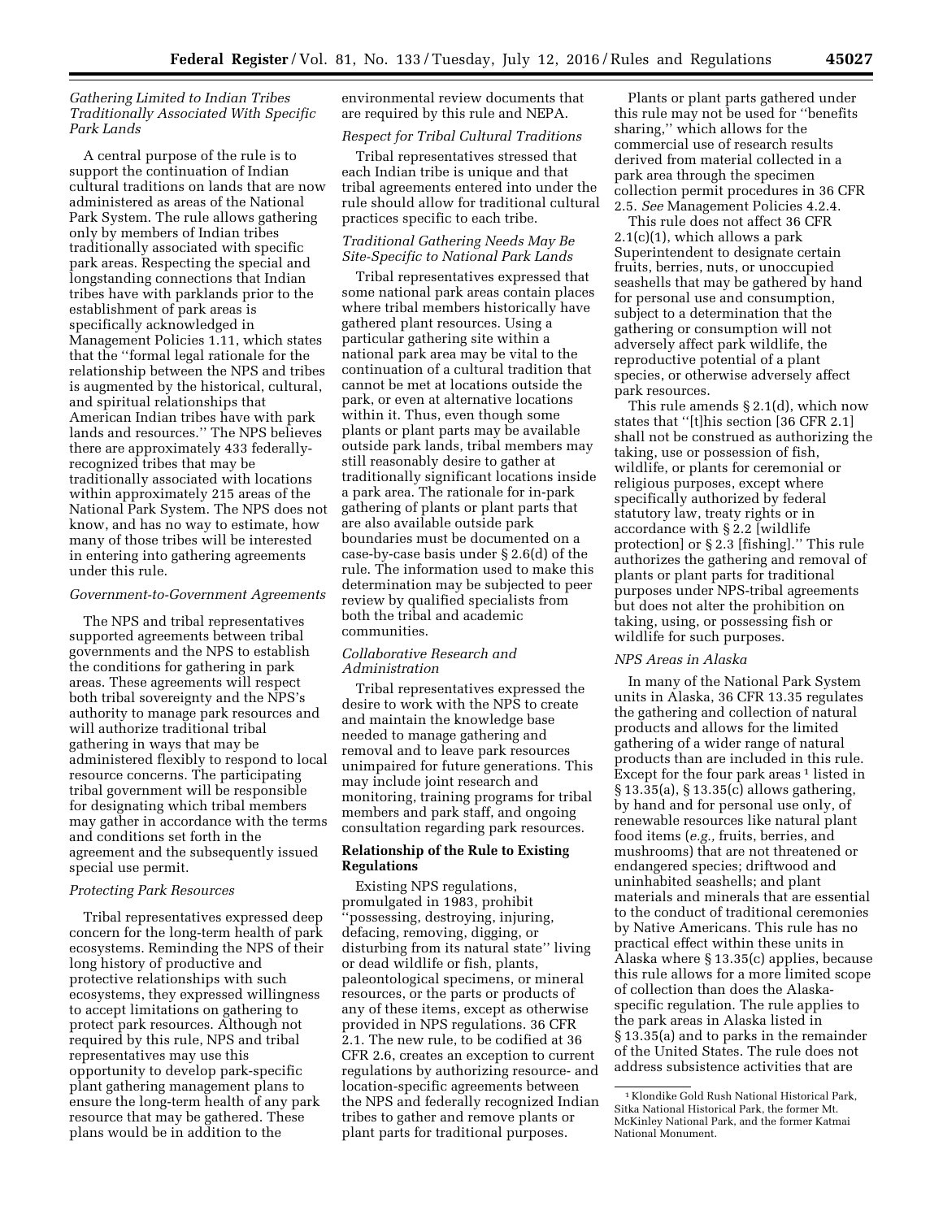### *Gathering Limited to Indian Tribes Traditionally Associated With Specific Park Lands*

A central purpose of the rule is to support the continuation of Indian cultural traditions on lands that are now administered as areas of the National Park System. The rule allows gathering only by members of Indian tribes traditionally associated with specific park areas. Respecting the special and longstanding connections that Indian tribes have with parklands prior to the establishment of park areas is specifically acknowledged in Management Policies 1.11, which states that the "formal legal rationale for the relationship between the NPS and tribes is augmented by the historical, cultural, and spiritual relationships that American Indian tribes have with park lands and resources." The NPS believes there are approximately 433 federally-recognized tribes that may be traditionally associated with locations within approximately 215 areas of the National Park System. The NPS does not know, and has no way to estimate, how many of those tribes will be interested in entering into gathering agreements under this rule.

### *Government-to-Government Agreements*

The NPS and tribal representatives supported agreements between tribal governments and the NPS to establish the conditions for gathering in park areas. These agreements will respect both tribal sovereignty and the NPS's authority to manage park resources and will authorize traditional tribal gathering in ways that may be administered flexibly to respond to local resource concerns. The participating tribal government will be responsible for designating which tribal members may gather in accordance with the terms and conditions set forth in the agreement and the subsequently issued special use permit.

### *Protecting Park Resources*

Tribal representatives expressed deep concern for the long-term health of park ecosystems. Reminding the NPS of their long history of productive and protective relationships with such ecosystems, they expressed willingness to accept limitations on gathering to protect park resources. Although not required by this rule, NPS and tribal representatives may use this opportunity to develop park-specific plant gathering management plans to ensure the long-term health of any park resource that may be gathered. These plans would be in addition to the environmental review documents that are required by this rule and NEPA.

### *Respect for Tribal Cultural Traditions*

Tribal representatives stressed that each Indian tribe is unique and that tribal agreements entered into under the rule should allow for traditional cultural practices specific to each tribe.

### *Traditional Gathering Needs May Be Site-Specific to National Park Lands*

Tribal representatives expressed that some national park areas contain places where tribal members historically have gathered plant resources. Using a particular gathering site within a national park area may be vital to the continuation of a cultural tradition that cannot be met at locations outside the park, or even at alternative locations within it. Thus, even though some plants or plant parts may be available outside park lands, tribal members may still reasonably desire to gather at traditionally significant locations inside a park area. The rationale for in-park gathering of plants or plant parts that are also available outside park boundaries must be documented on a case-by-case basis under § 2.6(d) of the rule. The information used to make this determination may be subjected to peer review by qualified specialists from both the tribal and academic communities.

### *Collaborative Research and Administration*

Tribal representatives expressed the desire to work with the NPS to create and maintain the knowledge base needed to manage gathering and removal and to leave park resources unimpaired for future generations. This may include joint research and monitoring, training programs for tribal members and park staff, and ongoing consultation regarding park resources.

## **Relationship of the Rule to Existing Regulations**

Existing NPS regulations, promulgated in 1983, prohibit "possessing, destroying, injuring, defacing, removing, digging, or disturbing from its natural state" living or dead wildlife or fish, plants, paleontological specimens, or mineral resources, or the parts or products of any of these items, except as otherwise provided in NPS regulations. 36 CFR 2.1. The new rule, to be codified at 36 CFR 2.6, creates an exception to current regulations by authorizing resource- and location-specific agreements between the NPS and federally recognized Indian tribes to gather and remove plants or plant parts for traditional purposes.

Plants or plant parts gathered under this rule may not be used for "benefits sharing," which allows for the commercial use of research results derived from material collected in a park area through the specimen collection permit procedures in 36 CFR 2.5. *See* Management Policies 4.2.4.

This rule does not affect 36 CFR 2.1(c)(1), which allows a park Superintendent to designate certain fruits, berries, nuts, or unoccupied seashells that may be gathered by hand for personal use and consumption, subject to a determination that the gathering or consumption will not adversely affect park wildlife, the reproductive potential of a plant species, or otherwise adversely affect park resources.

This rule amends § 2.1(d), which now states that "[t]his section [36 CFR 2.1] shall not be construed as authorizing the taking, use or possession of fish, wildlife, or plants for ceremonial or religious purposes, except where specifically authorized by federal statutory law, treaty rights or in accordance with § 2.2 [wildlife protection] or § 2.3 [fishing]." This rule authorizes the gathering and removal of plants or plant parts for traditional purposes under NPS-tribal agreements but does not alter the prohibition on taking, using, or possessing fish or wildlife for such purposes.

### *NPS Areas in Alaska*

In many of the National Park System units in Alaska, 36 CFR 13.35 regulates the gathering and collection of natural products and allows for the limited gathering of a wider range of natural products than are included in this rule. Except for the four park areas [1] listed in § 13.35(a), § 13.35(c) allows gathering, by hand and for personal use only, of renewable resources like natural plant food items (*e.g.,* fruits, berries, and mushrooms) that are not threatened or endangered species; driftwood and uninhabited seashells; and plant materials and minerals that are essential to the conduct of traditional ceremonies by Native Americans. This rule has no practical effect within these units in Alaska where § 13.35(c) applies, because this rule allows for a more limited scope of collection than does the Alaska-specific regulation. The rule applies to the park areas in Alaska listed in § 13.35(a) and to parks in the remainder of the United States. The rule does not address subsistence activities that are

[1] Klondike Gold Rush National Historical Park, Sitka National Historical Park, the former Mt. McKinley National Park, and the former Katmai National Monument.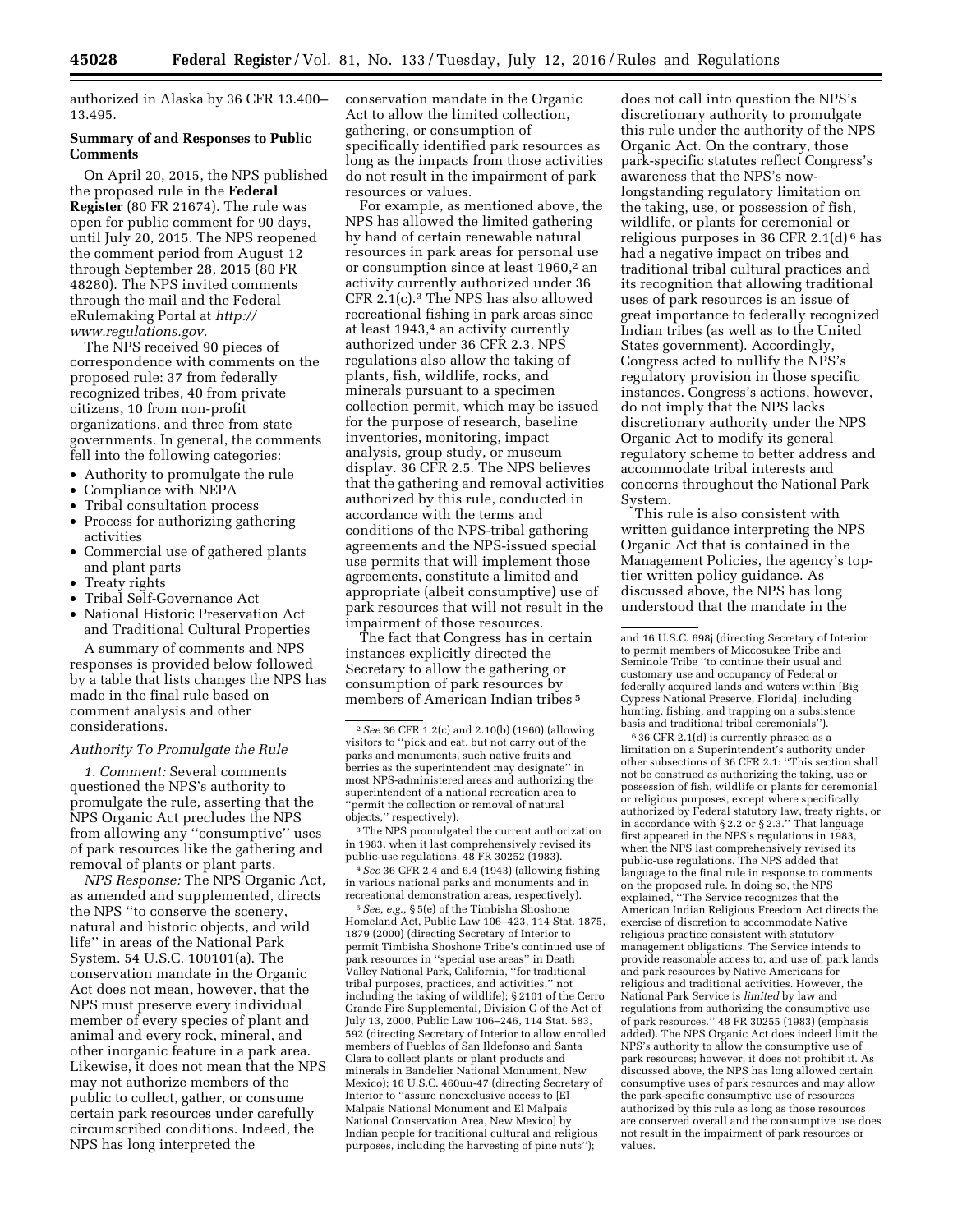authorized in Alaska by 36 CFR 13.400–13.495.

**Summary of and Responses to Public Comments**

On April 20, 2015, the NPS published the proposed rule in the **Federal Register** (80 FR 21674). The rule was open for public comment for 90 days, until July 20, 2015. The NPS reopened the comment period from August 12 through September 28, 2015 (80 FR 48280). The NPS invited comments through the mail and the Federal eRulemaking Portal at *http://www.regulations.gov.*

The NPS received 90 pieces of correspondence with comments on the proposed rule: 37 from federally recognized tribes, 40 from private citizens, 10 from non-profit organizations, and three from state governments. In general, the comments fell into the following categories:

- Authority to promulgate the rule
- Compliance with NEPA
- Tribal consultation process
- Process for authorizing gathering activities
- Commercial use of gathered plants and plant parts
- Treaty rights
- Tribal Self-Governance Act
- National Historic Preservation Act and Traditional Cultural Properties

A summary of comments and NPS responses is provided below followed by a table that lists changes the NPS has made in the final rule based on comment analysis and other considerations.

*Authority To Promulgate the Rule*

*1. Comment:* Several comments questioned the NPS's authority to promulgate the rule, asserting that the NPS Organic Act precludes the NPS from allowing any "consumptive" uses of park resources like the gathering and removal of plants or plant parts.

*NPS Response:* The NPS Organic Act, as amended and supplemented, directs the NPS "to conserve the scenery, natural and historic objects, and wild life" in areas of the National Park System. 54 U.S.C. 100101(a). The conservation mandate in the Organic Act does not mean, however, that the NPS must preserve every individual member of every species of plant and animal and every rock, mineral, and other inorganic feature in a park area. Likewise, it does not mean that the NPS may not authorize members of the public to collect, gather, or consume certain park resources under carefully circumscribed conditions. Indeed, the NPS has long interpreted the conservation mandate in the Organic Act to allow the limited collection, gathering, or consumption of specifically identified park resources as long as the impacts from those activities do not result in the impairment of park resources or values.

For example, as mentioned above, the NPS has allowed the limited gathering by hand of certain renewable natural resources in park areas for personal use or consumption since at least 1960,[2] an activity currently authorized under 36 CFR 2.1(c).[3] The NPS has also allowed recreational fishing in park areas since at least 1943,[4] an activity currently authorized under 36 CFR 2.3. NPS regulations also allow the taking of plants, fish, wildlife, rocks, and minerals pursuant to a specimen collection permit, which may be issued for the purpose of research, baseline inventories, monitoring, impact analysis, group study, or museum display. 36 CFR 2.5. The NPS believes that the gathering and removal activities authorized by this rule, conducted in accordance with the terms and conditions of the NPS-tribal gathering agreements and the NPS-issued special use permits that will implement those agreements, constitute a limited and appropriate (albeit consumptive) use of park resources that will not result in the impairment of those resources.

The fact that Congress has in certain instances explicitly directed the Secretary to allow the gathering or consumption of park resources by members of American Indian tribes[5] does not call into question the NPS's discretionary authority to promulgate this rule under the authority of the NPS Organic Act. On the contrary, those park-specific statutes reflect Congress's awareness that the NPS's now-longstanding regulatory limitation on the taking, use, or possession of fish, wildlife, or plants for ceremonial or religious purposes in 36 CFR 2.1(d)[6] has had a negative impact on tribes and traditional tribal cultural practices and its recognition that allowing traditional uses of park resources is an issue of great importance to federally recognized Indian tribes (as well as to the United States government). Accordingly, Congress acted to nullify the NPS's regulatory provision in those specific instances. Congress's actions, however, do not imply that the NPS lacks discretionary authority under the NPS Organic Act to modify its general regulatory scheme to better address and accommodate tribal interests and concerns throughout the National Park System.

This rule is also consistent with written guidance interpreting the NPS Organic Act that is contained in the Management Policies, the agency's top-tier written policy guidance. As discussed above, the NPS has long understood that the mandate in the

---

[2] *See* 36 CFR 1.2(c) and 2.10(b) (1960) (allowing visitors to "pick and eat, but not carry out of the parks and monuments, such native fruits and berries as the superintendent may designate" in most NPS-administered areas and authorizing the superintendent of a national recreation area to "permit the collection or removal of natural objects," respectively).

[3] The NPS promulgated the current authorization in 1983, when it last comprehensively revised its public-use regulations. 48 FR 30252 (1983).

[4] *See* 36 CFR 2.4 and 6.4 (1943) (allowing fishing in various national parks and monuments and in recreational demonstration areas, respectively).

[5] *See, e.g.,* § 5(e) of the Timbisha Shoshone Homeland Act, Public Law 106–423, 114 Stat. 1875, 1879 (2000) (directing Secretary of Interior to permit Timbisha Shoshone Tribe's continued use of park resources in "special use areas" in Death Valley National Park, California, "for traditional tribal purposes, practices, and activities," not including the taking of wildlife); § 2101 of the Cerro Grande Fire Supplemental, Division C of the Act of July 13, 2000, Public Law 106–246, 114 Stat. 583, 592 (directing Secretary of Interior to allow enrolled members of Pueblos of San Ildefonso and Santa Clara to collect plants or plant products and minerals in Bandelier National Monument, New Mexico); 16 U.S.C. 460uu-47 (directing Secretary of Interior to "assure nonexclusive access to [El Malpais National Monument and El Malpais National Conservation Area, New Mexico] by Indian people for traditional cultural and religious purposes, including the harvesting of pine nuts"); and 16 U.S.C. 698j (directing Secretary of Interior to permit members of Miccosukee Tribe and Seminole Tribe "to continue their usual and customary use and occupancy of Federal or federally acquired lands and waters within [Big Cypress National Preserve, Florida], including hunting, fishing, and trapping on a subsistence basis and traditional tribal ceremonials").

[6] 36 CFR 2.1(d) is currently phrased as a limitation on a Superintendent's authority under other subsections of 36 CFR 2.1: "This section shall not be construed as authorizing the taking, use or possession of fish, wildlife or plants for ceremonial or religious purposes, except where specifically authorized by Federal statutory law, treaty rights, or in accordance with § 2.2 or § 2.3." That language first appeared in the NPS's regulations in 1983, when the NPS last comprehensively revised its public-use regulations. The NPS added that language to the final rule in response to comments on the proposed rule. In doing so, the NPS explained, "The Service recognizes that the American Indian Religious Freedom Act directs the exercise of discretion to accommodate Native religious practice consistent with statutory management obligations. The Service intends to provide reasonable access to, and use of, park lands and park resources by Native Americans for religious and traditional activities. However, the National Park Service is *limited* by law and regulations from authorizing the consumptive use of park resources." 48 FR 30255 (1983) (emphasis added). The NPS Organic Act does indeed limit the NPS's authority to allow the consumptive use of park resources; however, it does not prohibit it. As discussed above, the NPS has long allowed certain consumptive uses of park resources and may allow the park-specific consumptive use of resources authorized by this rule as long as those resources are conserved overall and the consumptive use does not result in the impairment of park resources or values.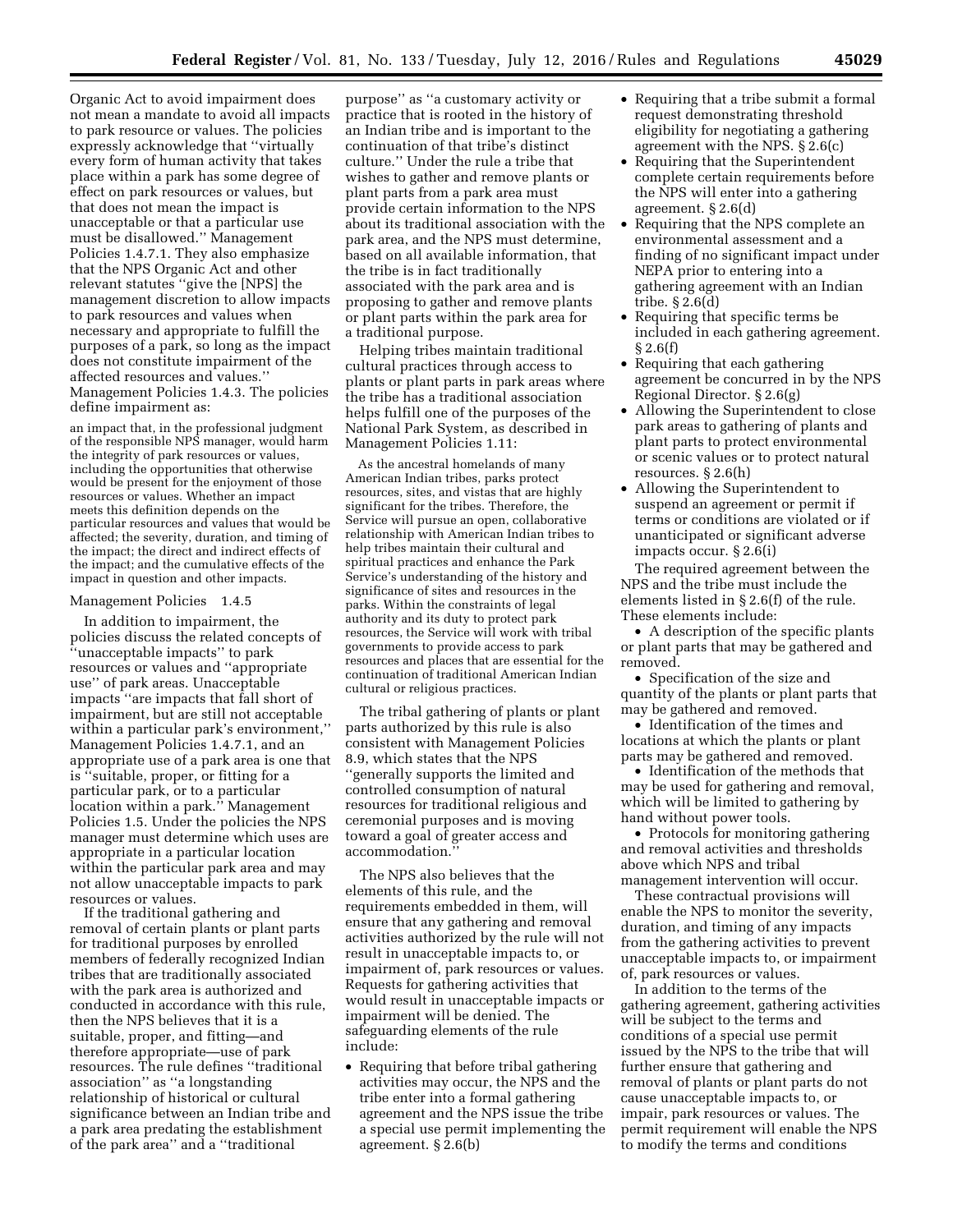Organic Act to avoid impairment does not mean a mandate to avoid all impacts to park resource or values. The policies expressly acknowledge that ''virtually every form of human activity that takes place within a park has some degree of effect on park resources or values, but that does not mean the impact is unacceptable or that a particular use must be disallowed.'' Management Policies 1.4.7.1. They also emphasize that the NPS Organic Act and other relevant statutes ''give the [NPS] the management discretion to allow impacts to park resources and values when necessary and appropriate to fulfill the purposes of a park, so long as the impact does not constitute impairment of the affected resources and values.'' Management Policies 1.4.3. The policies define impairment as:

> an impact that, in the professional judgment of the responsible NPS manager, would harm the integrity of park resources or values, including the opportunities that otherwise would be present for the enjoyment of those resources or values. Whether an impact meets this definition depends on the particular resources and values that would be affected; the severity, duration, and timing of the impact; the direct and indirect effects of the impact; and the cumulative effects of the impact in question and other impacts.

Management Policies 1.4.5

In addition to impairment, the policies discuss the related concepts of ''unacceptable impacts'' to park resources or values and ''appropriate use'' of park areas. Unacceptable impacts ''are impacts that fall short of impairment, but are still not acceptable within a particular park's environment,'' Management Policies 1.4.7.1, and an appropriate use of a park area is one that is ''suitable, proper, or fitting for a particular park, or to a particular location within a park.'' Management Policies 1.5. Under the policies the NPS manager must determine which uses are appropriate in a particular location within the particular park area and may not allow unacceptable impacts to park resources or values.

If the traditional gathering and removal of certain plants or plant parts for traditional purposes by enrolled members of federally recognized Indian tribes that are traditionally associated with the park area is authorized and conducted in accordance with this rule, then the NPS believes that it is a suitable, proper, and fitting—and therefore appropriate—use of park resources. The rule defines ''traditional association'' as ''a longstanding relationship of historical or cultural significance between an Indian tribe and a park area predating the establishment of the park area'' and a ''traditional purpose'' as ''a customary activity or practice that is rooted in the history of an Indian tribe and is important to the continuation of that tribe's distinct culture.'' Under the rule a tribe that wishes to gather and remove plants or plant parts from a park area must provide certain information to the NPS about its traditional association with the park area, and the NPS must determine, based on all available information, that the tribe is in fact traditionally associated with the park area and is proposing to gather and remove plants or plant parts within the park area for a traditional purpose.

Helping tribes maintain traditional cultural practices through access to plants or plant parts in park areas where the tribe has a traditional association helps fulfill one of the purposes of the National Park System, as described in Management Policies 1.11:

> As the ancestral homelands of many American Indian tribes, parks protect resources, sites, and vistas that are highly significant for the tribes. Therefore, the Service will pursue an open, collaborative relationship with American Indian tribes to help tribes maintain their cultural and spiritual practices and enhance the Park Service's understanding of the history and significance of sites and resources in the parks. Within the constraints of legal authority and its duty to protect park resources, the Service will work with tribal governments to provide access to park resources and places that are essential for the continuation of traditional American Indian cultural or religious practices.

The tribal gathering of plants or plant parts authorized by this rule is also consistent with Management Policies 8.9, which states that the NPS ''generally supports the limited and controlled consumption of natural resources for traditional religious and ceremonial purposes and is moving toward a goal of greater access and accommodation.''

The NPS also believes that the elements of this rule, and the requirements embedded in them, will ensure that any gathering and removal activities authorized by the rule will not result in unacceptable impacts to, or impairment of, park resources or values. Requests for gathering activities that would result in unacceptable impacts or impairment will be denied. The safeguarding elements of the rule include:

- Requiring that before tribal gathering activities may occur, the NPS and the tribe enter into a formal gathering agreement and the NPS issue the tribe a special use permit implementing the agreement. § 2.6(b)
- Requiring that a tribe submit a formal request demonstrating threshold eligibility for negotiating a gathering agreement with the NPS. § 2.6(c)
- Requiring that the Superintendent complete certain requirements before the NPS will enter into a gathering agreement. § 2.6(d)
- Requiring that the NPS complete an environmental assessment and a finding of no significant impact under NEPA prior to entering into a gathering agreement with an Indian tribe. § 2.6(d)
- Requiring that specific terms be included in each gathering agreement. § 2.6(f)
- Requiring that each gathering agreement be concurred in by the NPS Regional Director. § 2.6(g)
- Allowing the Superintendent to close park areas to gathering of plants and plant parts to protect environmental or scenic values or to protect natural resources. § 2.6(h)
- Allowing the Superintendent to suspend an agreement or permit if terms or conditions are violated or if unanticipated or significant adverse impacts occur. § 2.6(i)

The required agreement between the NPS and the tribe must include the elements listed in § 2.6(f) of the rule. These elements include:

- A description of the specific plants or plant parts that may be gathered and removed.
- Specification of the size and quantity of the plants or plant parts that may be gathered and removed.
- Identification of the times and locations at which the plants or plant parts may be gathered and removed.
- Identification of the methods that may be used for gathering and removal, which will be limited to gathering by hand without power tools.
- Protocols for monitoring gathering and removal activities and thresholds above which NPS and tribal management intervention will occur.

These contractual provisions will enable the NPS to monitor the severity, duration, and timing of any impacts from the gathering activities to prevent unacceptable impacts to, or impairment of, park resources or values.

In addition to the terms of the gathering agreement, gathering activities will be subject to the terms and conditions of a special use permit issued by the NPS to the tribe that will further ensure that gathering and removal of plants or plant parts do not cause unacceptable impacts to, or impair, park resources or values. The permit requirement will enable the NPS to modify the terms and conditions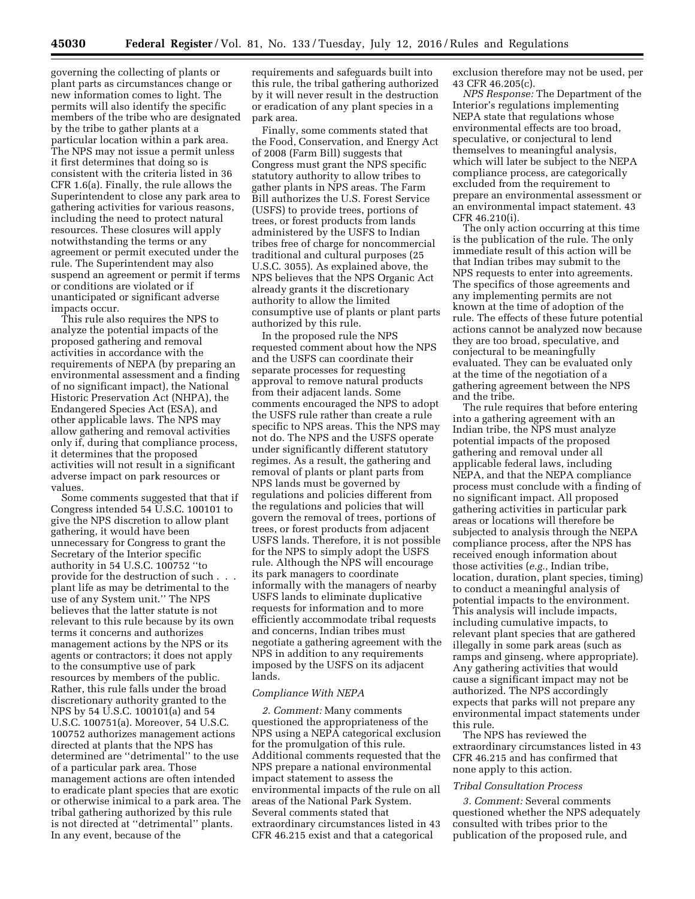governing the collecting of plants or plant parts as circumstances change or new information comes to light. The permits will also identify the specific members of the tribe who are designated by the tribe to gather plants at a particular location within a park area. The NPS may not issue a permit unless it first determines that doing so is consistent with the criteria listed in 36 CFR 1.6(a). Finally, the rule allows the Superintendent to close any park area to gathering activities for various reasons, including the need to protect natural resources. These closures will apply notwithstanding the terms or any agreement or permit executed under the rule. The Superintendent may also suspend an agreement or permit if terms or conditions are violated or if unanticipated or significant adverse impacts occur.

This rule also requires the NPS to analyze the potential impacts of the proposed gathering and removal activities in accordance with the requirements of NEPA (by preparing an environmental assessment and a finding of no significant impact), the National Historic Preservation Act (NHPA), the Endangered Species Act (ESA), and other applicable laws. The NPS may allow gathering and removal activities only if, during that compliance process, it determines that the proposed activities will not result in a significant adverse impact on park resources or values.

Some comments suggested that that if Congress intended 54 U.S.C. 100101 to give the NPS discretion to allow plant gathering, it would have been unnecessary for Congress to grant the Secretary of the Interior specific authority in 54 U.S.C. 100752 ''to provide for the destruction of such . . . plant life as may be detrimental to the use of any System unit.'' The NPS believes that the latter statute is not relevant to this rule because by its own terms it concerns and authorizes management actions by the NPS or its agents or contractors; it does not apply to the consumptive use of park resources by members of the public. Rather, this rule falls under the broad discretionary authority granted to the NPS by 54 U.S.C. 100101(a) and 54 U.S.C. 100751(a). Moreover, 54 U.S.C. 100752 authorizes management actions directed at plants that the NPS has determined are ''detrimental'' to the use of a particular park area. Those management actions are often intended to eradicate plant species that are exotic or otherwise inimical to a park area. The tribal gathering authorized by this rule is not directed at ''detrimental'' plants. In any event, because of the requirements and safeguards built into this rule, the tribal gathering authorized by it will never result in the destruction or eradication of any plant species in a park area.

Finally, some comments stated that the Food, Conservation, and Energy Act of 2008 (Farm Bill) suggests that Congress must grant the NPS specific statutory authority to allow tribes to gather plants in NPS areas. The Farm Bill authorizes the U.S. Forest Service (USFS) to provide trees, portions of trees, or forest products from lands administered by the USFS to Indian tribes free of charge for noncommercial traditional and cultural purposes (25 U.S.C. 3055). As explained above, the NPS believes that the NPS Organic Act already grants it the discretionary authority to allow the limited consumptive use of plants or plant parts authorized by this rule.

In the proposed rule the NPS requested comment about how the NPS and the USFS can coordinate their separate processes for requesting approval to remove natural products from their adjacent lands. Some comments encouraged the NPS to adopt the USFS rule rather than create a rule specific to NPS areas. This the NPS may not do. The NPS and the USFS operate under significantly different statutory regimes. As a result, the gathering and removal of plants or plant parts from NPS lands must be governed by regulations and policies different from the regulations and policies that will govern the removal of trees, portions of trees, or forest products from adjacent USFS lands. Therefore, it is not possible for the NPS to simply adopt the USFS rule. Although the NPS will encourage its park managers to coordinate informally with the managers of nearby USFS lands to eliminate duplicative requests for information and to more efficiently accommodate tribal requests and concerns, Indian tribes must negotiate a gathering agreement with the NPS in addition to any requirements imposed by the USFS on its adjacent lands.

### *Compliance With NEPA*

*2. Comment:* Many comments questioned the appropriateness of the NPS using a NEPA categorical exclusion for the promulgation of this rule. Additional comments requested that the NPS prepare a national environmental impact statement to assess the environmental impacts of the rule on all areas of the National Park System. Several comments stated that extraordinary circumstances listed in 43 CFR 46.215 exist and that a categorical exclusion therefore may not be used, per 43 CFR 46.205(c).

*NPS Response:* The Department of the Interior's regulations implementing NEPA state that regulations whose environmental effects are too broad, speculative, or conjectural to lend themselves to meaningful analysis, which will later be subject to the NEPA compliance process, are categorically excluded from the requirement to prepare an environmental assessment or an environmental impact statement. 43 CFR 46.210(i).

The only action occurring at this time is the publication of the rule. The only immediate result of this action will be that Indian tribes may submit to the NPS requests to enter into agreements. The specifics of those agreements and any implementing permits are not known at the time of adoption of the rule. The effects of these future potential actions cannot be analyzed now because they are too broad, speculative, and conjectural to be meaningfully evaluated. They can be evaluated only at the time of the negotiation of a gathering agreement between the NPS and the tribe.

The rule requires that before entering into a gathering agreement with an Indian tribe, the NPS must analyze potential impacts of the proposed gathering and removal under all applicable federal laws, including NEPA, and that the NEPA compliance process must conclude with a finding of no significant impact. All proposed gathering activities in particular park areas or locations will therefore be subjected to analysis through the NEPA compliance process, after the NPS has received enough information about those activities (*e.g.,* Indian tribe, location, duration, plant species, timing) to conduct a meaningful analysis of potential impacts to the environment. This analysis will include impacts, including cumulative impacts, to relevant plant species that are gathered illegally in some park areas (such as ramps and ginseng, where appropriate). Any gathering activities that would cause a significant impact may not be authorized. The NPS accordingly expects that parks will not prepare any environmental impact statements under this rule.

The NPS has reviewed the extraordinary circumstances listed in 43 CFR 46.215 and has confirmed that none apply to this action.

### *Tribal Consultation Process*

*3. Comment:* Several comments questioned whether the NPS adequately consulted with tribes prior to the publication of the proposed rule, and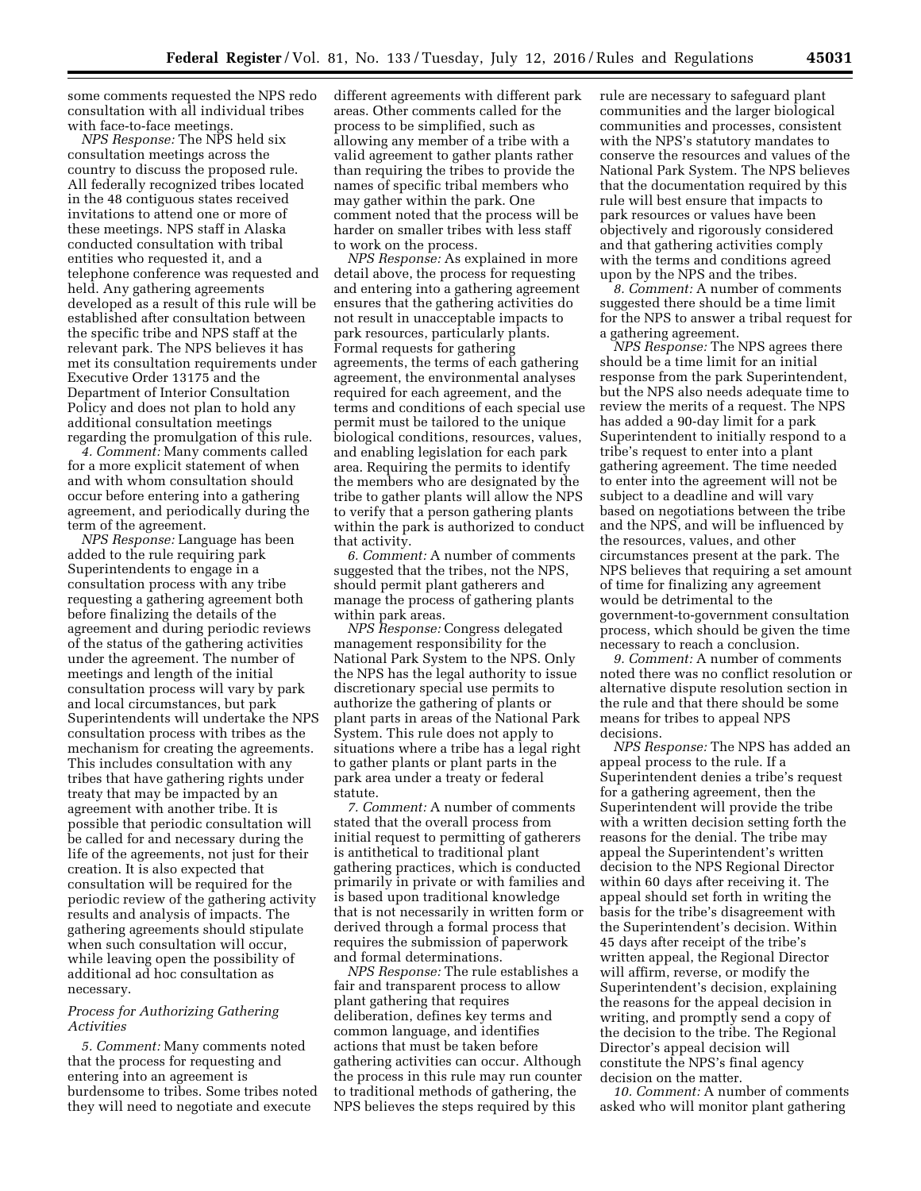some comments requested the NPS redo consultation with all individual tribes with face-to-face meetings.

*NPS Response:* The NPS held six consultation meetings across the country to discuss the proposed rule. All federally recognized tribes located in the 48 contiguous states received invitations to attend one or more of these meetings. NPS staff in Alaska conducted consultation with tribal entities who requested it, and a telephone conference was requested and held. Any gathering agreements developed as a result of this rule will be established after consultation between the specific tribe and NPS staff at the relevant park. The NPS believes it has met its consultation requirements under Executive Order 13175 and the Department of Interior Consultation Policy and does not plan to hold any additional consultation meetings regarding the promulgation of this rule.

*4. Comment:* Many comments called for a more explicit statement of when and with whom consultation should occur before entering into a gathering agreement, and periodically during the term of the agreement.

*NPS Response:* Language has been added to the rule requiring park Superintendents to engage in a consultation process with any tribe requesting a gathering agreement both before finalizing the details of the agreement and during periodic reviews of the status of the gathering activities under the agreement. The number of meetings and length of the initial consultation process will vary by park and local circumstances, but park Superintendents will undertake the NPS consultation process with tribes as the mechanism for creating the agreements. This includes consultation with any tribes that have gathering rights under treaty that may be impacted by an agreement with another tribe. It is possible that periodic consultation will be called for and necessary during the life of the agreements, not just for their creation. It is also expected that consultation will be required for the periodic review of the gathering activity results and analysis of impacts. The gathering agreements should stipulate when such consultation will occur, while leaving open the possibility of additional ad hoc consultation as necessary.

*Process for Authorizing Gathering Activities*

*5. Comment:* Many comments noted that the process for requesting and entering into an agreement is burdensome to tribes. Some tribes noted they will need to negotiate and execute different agreements with different park areas. Other comments called for the process to be simplified, such as allowing any member of a tribe with a valid agreement to gather plants rather than requiring the tribes to provide the names of specific tribal members who may gather within the park. One comment noted that the process will be harder on smaller tribes with less staff to work on the process.

*NPS Response:* As explained in more detail above, the process for requesting and entering into a gathering agreement ensures that the gathering activities do not result in unacceptable impacts to park resources, particularly plants. Formal requests for gathering agreements, the terms of each gathering agreement, the environmental analyses required for each agreement, and the terms and conditions of each special use permit must be tailored to the unique biological conditions, resources, values, and enabling legislation for each park area. Requiring the permits to identify the members who are designated by the tribe to gather plants will allow the NPS to verify that a person gathering plants within the park is authorized to conduct that activity.

*6. Comment:* A number of comments suggested that the tribes, not the NPS, should permit plant gatherers and manage the process of gathering plants within park areas.

*NPS Response:* Congress delegated management responsibility for the National Park System to the NPS. Only the NPS has the legal authority to issue discretionary special use permits to authorize the gathering of plants or plant parts in areas of the National Park System. This rule does not apply to situations where a tribe has a legal right to gather plants or plant parts in the park area under a treaty or federal statute.

*7. Comment:* A number of comments stated that the overall process from initial request to permitting of gatherers is antithetical to traditional plant gathering practices, which is conducted primarily in private or with families and is based upon traditional knowledge that is not necessarily in written form or derived through a formal process that requires the submission of paperwork and formal determinations.

*NPS Response:* The rule establishes a fair and transparent process to allow plant gathering that requires deliberation, defines key terms and common language, and identifies actions that must be taken before gathering activities can occur. Although the process in this rule may run counter to traditional methods of gathering, the NPS believes the steps required by this rule are necessary to safeguard plant communities and the larger biological communities and processes, consistent with the NPS's statutory mandates to conserve the resources and values of the National Park System. The NPS believes that the documentation required by this rule will best ensure that impacts to park resources or values have been objectively and rigorously considered and that gathering activities comply with the terms and conditions agreed upon by the NPS and the tribes.

*8. Comment:* A number of comments suggested there should be a time limit for the NPS to answer a tribal request for a gathering agreement.

*NPS Response:* The NPS agrees there should be a time limit for an initial response from the park Superintendent, but the NPS also needs adequate time to review the merits of a request. The NPS has added a 90-day limit for a park Superintendent to initially respond to a tribe's request to enter into a plant gathering agreement. The time needed to enter into the agreement will not be subject to a deadline and will vary based on negotiations between the tribe and the NPS, and will be influenced by the resources, values, and other circumstances present at the park. The NPS believes that requiring a set amount of time for finalizing any agreement would be detrimental to the government-to-government consultation process, which should be given the time necessary to reach a conclusion.

*9. Comment:* A number of comments noted there was no conflict resolution or alternative dispute resolution section in the rule and that there should be some means for tribes to appeal NPS decisions.

*NPS Response:* The NPS has added an appeal process to the rule. If a Superintendent denies a tribe's request for a gathering agreement, then the Superintendent will provide the tribe with a written decision setting forth the reasons for the denial. The tribe may appeal the Superintendent's written decision to the NPS Regional Director within 60 days after receiving it. The appeal should set forth in writing the basis for the tribe's disagreement with the Superintendent's decision. Within 45 days after receipt of the tribe's written appeal, the Regional Director will affirm, reverse, or modify the Superintendent's decision, explaining the reasons for the appeal decision in writing, and promptly send a copy of the decision to the tribe. The Regional Director's appeal decision will constitute the NPS's final agency decision on the matter.

*10. Comment:* A number of comments asked who will monitor plant gathering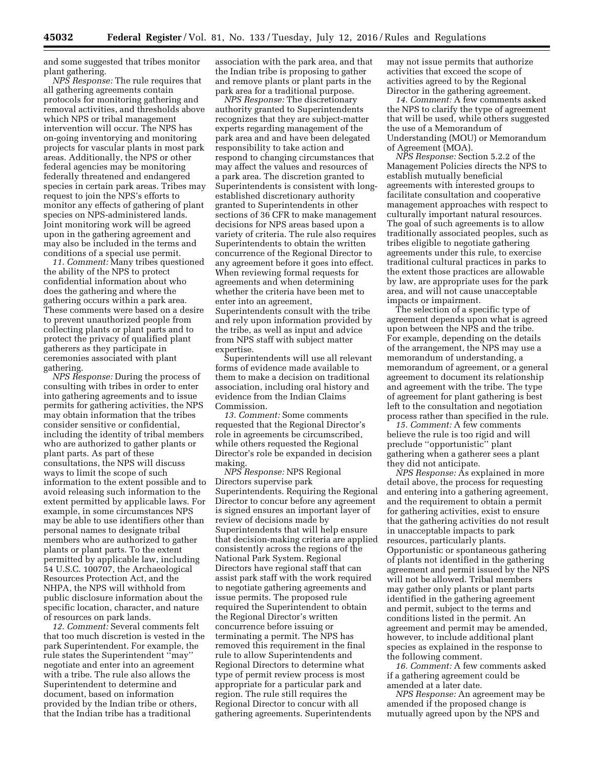and some suggested that tribes monitor plant gathering.

*NPS Response:* The rule requires that all gathering agreements contain protocols for monitoring gathering and removal activities, and thresholds above which NPS or tribal management intervention will occur. The NPS has on-going inventorying and monitoring projects for vascular plants in most park areas. Additionally, the NPS or other federal agencies may be monitoring federally threatened and endangered species in certain park areas. Tribes may request to join the NPS's efforts to monitor any effects of gathering of plant species on NPS-administered lands. Joint monitoring work will be agreed upon in the gathering agreement and may also be included in the terms and conditions of a special use permit.

*11. Comment:* Many tribes questioned the ability of the NPS to protect confidential information about who does the gathering and where the gathering occurs within a park area. These comments were based on a desire to prevent unauthorized people from collecting plants or plant parts and to protect the privacy of qualified plant gatherers as they participate in ceremonies associated with plant gathering.

*NPS Response:* During the process of consulting with tribes in order to enter into gathering agreements and to issue permits for gathering activities, the NPS may obtain information that the tribes consider sensitive or confidential, including the identity of tribal members who are authorized to gather plants or plant parts. As part of these consultations, the NPS will discuss ways to limit the scope of such information to the extent possible and to avoid releasing such information to the extent permitted by applicable laws. For example, in some circumstances NPS may be able to use identifiers other than personal names to designate tribal members who are authorized to gather plants or plant parts. To the extent permitted by applicable law, including 54 U.S.C. 100707, the Archaeological Resources Protection Act, and the NHPA, the NPS will withhold from public disclosure information about the specific location, character, and nature of resources on park lands.

*12. Comment:* Several comments felt that too much discretion is vested in the park Superintendent. For example, the rule states the Superintendent ''may'' negotiate and enter into an agreement with a tribe. The rule also allows the Superintendent to determine and document, based on information provided by the Indian tribe or others, that the Indian tribe has a traditional association with the park area, and that the Indian tribe is proposing to gather and remove plants or plant parts in the park area for a traditional purpose.

*NPS Response:* The discretionary authority granted to Superintendents recognizes that they are subject-matter experts regarding management of the park area and and have been delegated responsibility to take action and respond to changing circumstances that may affect the values and resources of a park area. The discretion granted to Superintendents is consistent with long-established discretionary authority granted to Superintendents in other sections of 36 CFR to make management decisions for NPS areas based upon a variety of criteria. The rule also requires Superintendents to obtain the written concurrence of the Regional Director to any agreement before it goes into effect. When reviewing formal requests for agreements and when determining whether the criteria have been met to enter into an agreement, Superintendents consult with the tribe and rely upon information provided by the tribe, as well as input and advice from NPS staff with subject matter expertise.

Superintendents will use all relevant forms of evidence made available to them to make a decision on traditional association, including oral history and evidence from the Indian Claims Commission.

*13. Comment:* Some comments requested that the Regional Director's role in agreements be circumscribed, while others requested the Regional Director's role be expanded in decision making.

*NPS Response:* NPS Regional Directors supervise park Superintendents. Requiring the Regional Director to concur before any agreement is signed ensures an important layer of review of decisions made by Superintendents that will help ensure that decision-making criteria are applied consistently across the regions of the National Park System. Regional Directors have regional staff that can assist park staff with the work required to negotiate gathering agreements and issue permits. The proposed rule required the Superintendent to obtain the Regional Director's written concurrence before issuing or terminating a permit. The NPS has removed this requirement in the final rule to allow Superintendents and Regional Directors to determine what type of permit review process is most appropriate for a particular park and region. The rule still requires the Regional Director to concur with all gathering agreements. Superintendents may not issue permits that authorize activities that exceed the scope of activities agreed to by the Regional Director in the gathering agreement.

*14. Comment:* A few comments asked the NPS to clarify the type of agreement that will be used, while others suggested the use of a Memorandum of Understanding (MOU) or Memorandum of Agreement (MOA).

*NPS Response:* Section 5.2.2 of the Management Policies directs the NPS to establish mutually beneficial agreements with interested groups to facilitate consultation and cooperative management approaches with respect to culturally important natural resources. The goal of such agreements is to allow traditionally associated peoples, such as tribes eligible to negotiate gathering agreements under this rule, to exercise traditional cultural practices in parks to the extent those practices are allowable by law, are appropriate uses for the park area, and will not cause unacceptable impacts or impairment.

The selection of a specific type of agreement depends upon what is agreed upon between the NPS and the tribe. For example, depending on the details of the arrangement, the NPS may use a memorandum of understanding, a memorandum of agreement, or a general agreement to document its relationship and agreement with the tribe. The type of agreement for plant gathering is best left to the consultation and negotiation process rather than specified in the rule.

*15. Comment:* A few comments believe the rule is too rigid and will preclude ''opportunistic'' plant gathering when a gatherer sees a plant they did not anticipate.

*NPS Response:* As explained in more detail above, the process for requesting and entering into a gathering agreement, and the requirement to obtain a permit for gathering activities, exist to ensure that the gathering activities do not result in unacceptable impacts to park resources, particularly plants. Opportunistic or spontaneous gathering of plants not identified in the gathering agreement and permit issued by the NPS will not be allowed. Tribal members may gather only plants or plant parts identified in the gathering agreement and permit, subject to the terms and conditions listed in the permit. An agreement and permit may be amended, however, to include additional plant species as explained in the response to the following comment.

*16. Comment:* A few comments asked if a gathering agreement could be amended at a later date.

*NPS Response:* An agreement may be amended if the proposed change is mutually agreed upon by the NPS and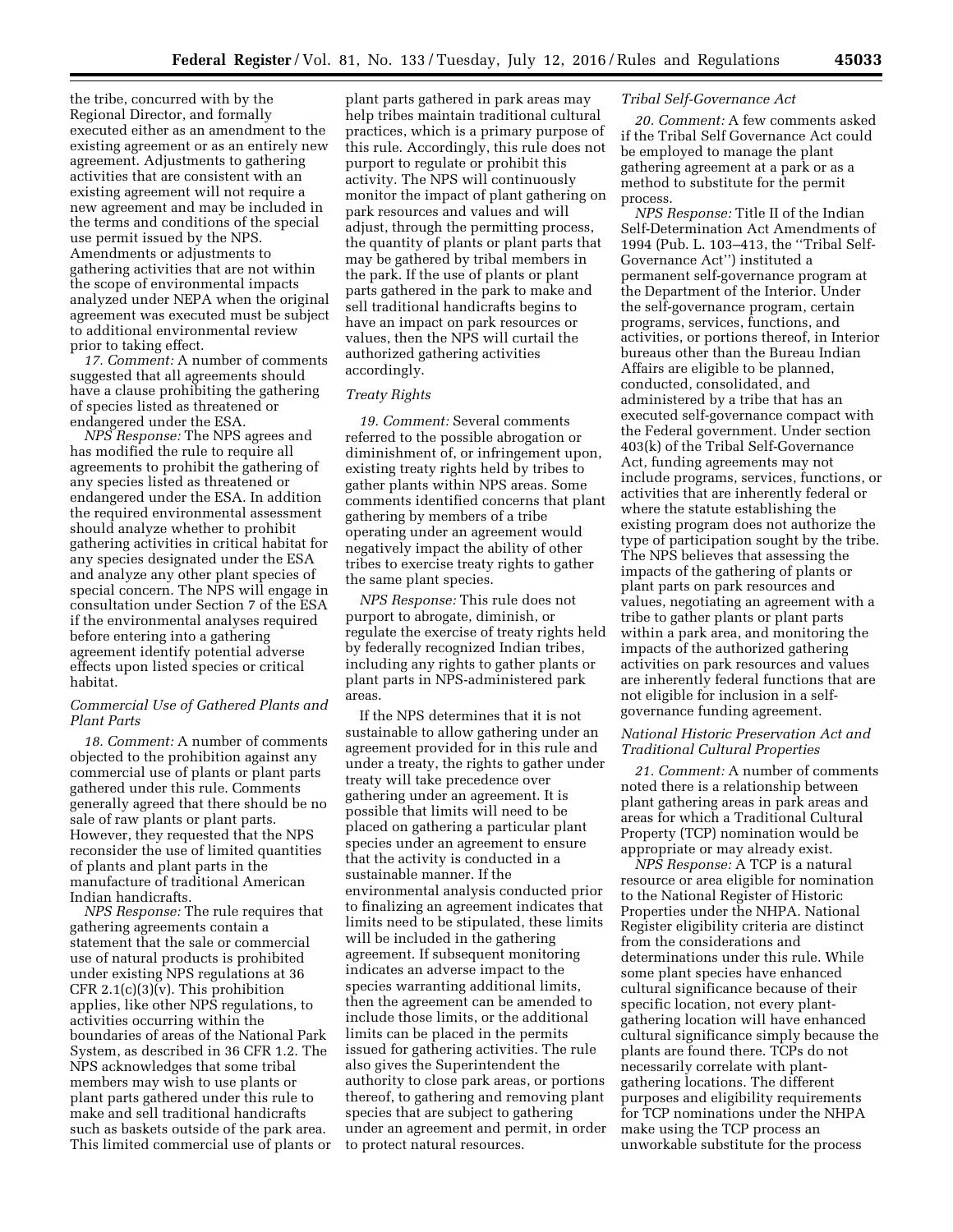the tribe, concurred with by the Regional Director, and formally executed either as an amendment to the existing agreement or as an entirely new agreement. Adjustments to gathering activities that are consistent with an existing agreement will not require a new agreement and may be included in the terms and conditions of the special use permit issued by the NPS. Amendments or adjustments to gathering activities that are not within the scope of environmental impacts analyzed under NEPA when the original agreement was executed must be subject to additional environmental review prior to taking effect.

*17. Comment:* A number of comments suggested that all agreements should have a clause prohibiting the gathering of species listed as threatened or endangered under the ESA.

*NPS Response:* The NPS agrees and has modified the rule to require all agreements to prohibit the gathering of any species listed as threatened or endangered under the ESA. In addition the required environmental assessment should analyze whether to prohibit gathering activities in critical habitat for any species designated under the ESA and analyze any other plant species of special concern. The NPS will engage in consultation under Section 7 of the ESA if the environmental analyses required before entering into a gathering agreement identify potential adverse effects upon listed species or critical habitat.

### *Commercial Use of Gathered Plants and Plant Parts*

*18. Comment:* A number of comments objected to the prohibition against any commercial use of plants or plant parts gathered under this rule. Comments generally agreed that there should be no sale of raw plants or plant parts. However, they requested that the NPS reconsider the use of limited quantities of plants and plant parts in the manufacture of traditional American Indian handicrafts.

*NPS Response:* The rule requires that gathering agreements contain a statement that the sale or commercial use of natural products is prohibited under existing NPS regulations at 36 CFR 2.1(c)(3)(v). This prohibition applies, like other NPS regulations, to activities occurring within the boundaries of areas of the National Park System, as described in 36 CFR 1.2. The NPS acknowledges that some tribal members may wish to use plants or plant parts gathered under this rule to make and sell traditional handicrafts such as baskets outside of the park area. This limited commercial use of plants or plant parts gathered in park areas may help tribes maintain traditional cultural practices, which is a primary purpose of this rule. Accordingly, this rule does not purport to regulate or prohibit this activity. The NPS will continuously monitor the impact of plant gathering on park resources and values and will adjust, through the permitting process, the quantity of plants or plant parts that may be gathered by tribal members in the park. If the use of plants or plant parts gathered in the park to make and sell traditional handicrafts begins to have an impact on park resources or values, then the NPS will curtail the authorized gathering activities accordingly.

### *Treaty Rights*

*19. Comment:* Several comments referred to the possible abrogation or diminishment of, or infringement upon, existing treaty rights held by tribes to gather plants within NPS areas. Some comments identified concerns that plant gathering by members of a tribe operating under an agreement would negatively impact the ability of other tribes to exercise treaty rights to gather the same plant species.

*NPS Response:* This rule does not purport to abrogate, diminish, or regulate the exercise of treaty rights held by federally recognized Indian tribes, including any rights to gather plants or plant parts in NPS-administered park areas.

If the NPS determines that it is not sustainable to allow gathering under an agreement provided for in this rule and under a treaty, the rights to gather under treaty will take precedence over gathering under an agreement. It is possible that limits will need to be placed on gathering a particular plant species under an agreement to ensure that the activity is conducted in a sustainable manner. If the environmental analysis conducted prior to finalizing an agreement indicates that limits need to be stipulated, these limits will be included in the gathering agreement. If subsequent monitoring indicates an adverse impact to the species warranting additional limits, then the agreement can be amended to include those limits, or the additional limits can be placed in the permits issued for gathering activities. The rule also gives the Superintendent the authority to close park areas, or portions thereof, to gathering and removing plant species that are subject to gathering under an agreement and permit, in order to protect natural resources.

### *Tribal Self-Governance Act*

*20. Comment:* A few comments asked if the Tribal Self Governance Act could be employed to manage the plant gathering agreement at a park or as a method to substitute for the permit process.

*NPS Response:* Title II of the Indian Self-Determination Act Amendments of 1994 (Pub. L. 103–413, the ''Tribal Self-Governance Act'') instituted a permanent self-governance program at the Department of the Interior. Under the self-governance program, certain programs, services, functions, and activities, or portions thereof, in Interior bureaus other than the Bureau Indian Affairs are eligible to be planned, conducted, consolidated, and administered by a tribe that has an executed self-governance compact with the Federal government. Under section 403(k) of the Tribal Self-Governance Act, funding agreements may not include programs, services, functions, or activities that are inherently federal or where the statute establishing the existing program does not authorize the type of participation sought by the tribe. The NPS believes that assessing the impacts of the gathering of plants or plant parts on park resources and values, negotiating an agreement with a tribe to gather plants or plant parts within a park area, and monitoring the impacts of the authorized gathering activities on park resources and values are inherently federal functions that are not eligible for inclusion in a self-governance funding agreement.

### *National Historic Preservation Act and Traditional Cultural Properties*

*21. Comment:* A number of comments noted there is a relationship between plant gathering areas in park areas and areas for which a Traditional Cultural Property (TCP) nomination would be appropriate or may already exist.

*NPS Response:* A TCP is a natural resource or area eligible for nomination to the National Register of Historic Properties under the NHPA. National Register eligibility criteria are distinct from the considerations and determinations under this rule. While some plant species have enhanced cultural significance because of their specific location, not every plant-gathering location will have enhanced cultural significance simply because the plants are found there. TCPs do not necessarily correlate with plant-gathering locations. The different purposes and eligibility requirements for TCP nominations under the NHPA make using the TCP process an unworkable substitute for the process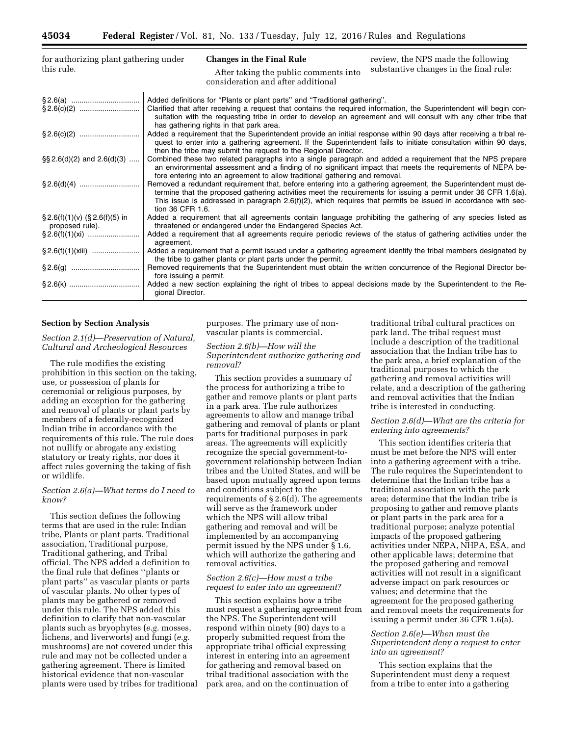for authorizing plant gathering under this rule.

**Changes in the Final Rule**

After taking the public comments into consideration and after additional review, the NPS made the following substantive changes in the final rule:

| | |
|---|---|
| § 2.6(a) | Added definitions for "Plants or plant parts" and "Traditional gathering". |
| § 2.6(c)(2) | Clarified that after receiving a request that contains the required information, the Superintendent will begin consultation with the requesting tribe in order to develop an agreement and will consult with any other tribe that has gathering rights in that park area. |
| § 2.6(c)(2) | Added a requirement that the Superintendent provide an initial response within 90 days after receiving a tribal request to enter into a gathering agreement. If the Superintendent fails to initiate consultation within 90 days, then the tribe may submit the request to the Regional Director. |
| §§ 2.6(d)(2) and 2.6(d)(3) | Combined these two related paragraphs into a single paragraph and added a requirement that the NPS prepare an environmental assessment and a finding of no significant impact that meets the requirements of NEPA before entering into an agreement to allow traditional gathering and removal. |
| § 2.6(d)(4) | Removed a redundant requirement that, before entering into a gathering agreement, the Superintendent must determine that the proposed gathering activities meet the requirements for issuing a permit under 36 CFR 1.6(a). This issue is addressed in paragraph 2.6(f)(2), which requires that permits be issued in accordance with section 36 CFR 1.6. |
| § 2.6(f)(1)(v) (§ 2.6(f)(5) in proposed rule). | Added a requirement that all agreements contain language prohibiting the gathering of any species listed as threatened or endangered under the Endangered Species Act. |
| § 2.6(f)(1)(xi) | Added a requirement that all agreements require periodic reviews of the status of gathering activities under the agreement. |
| § 2.6(f)(1)(xiii) | Added a requirement that a permit issued under a gathering agreement identify the tribal members designated by the tribe to gather plants or plant parts under the permit. |
| § 2.6(g) | Removed requirements that the Superintendent must obtain the written concurrence of the Regional Director before issuing a permit. |
| § 2.6(k) | Added a new section explaining the right of tribes to appeal decisions made by the Superintendent to the Regional Director. |

**Section by Section Analysis**

*Section 2.1(d)—Preservation of Natural, Cultural and Archeological Resources*

The rule modifies the existing prohibition in this section on the taking, use, or possession of plants for ceremonial or religious purposes, by adding an exception for the gathering and removal of plants or plant parts by members of a federally-recognized Indian tribe in accordance with the requirements of this rule. The rule does not nullify or abrogate any existing statutory or treaty rights, nor does it affect rules governing the taking of fish or wildlife.

*Section 2.6(a)—What terms do I need to know?*

This section defines the following terms that are used in the rule: Indian tribe, Plants or plant parts, Traditional association, Traditional purpose, Traditional gathering, and Tribal official. The NPS added a definition to the final rule that defines "plants or plant parts" as vascular plants or parts of vascular plants. No other types of plants may be gathered or removed under this rule. The NPS added this definition to clarify that non-vascular plants such as bryophytes (*e.g.* mosses, lichens, and liverworts) and fungi (*e.g.* mushrooms) are not covered under this rule and may not be collected under a gathering agreement. There is limited historical evidence that non-vascular plants were used by tribes for traditional purposes. The primary use of non-vascular plants is commercial.

*Section 2.6(b)—How will the Superintendent authorize gathering and removal?*

This section provides a summary of the process for authorizing a tribe to gather and remove plants or plant parts in a park area. The rule authorizes agreements to allow and manage tribal gathering and removal of plants or plant parts for traditional purposes in park areas. The agreements will explicitly recognize the special government-to-government relationship between Indian tribes and the United States, and will be based upon mutually agreed upon terms and conditions subject to the requirements of § 2.6(d). The agreements will serve as the framework under which the NPS will allow tribal gathering and removal and will be implemented by an accompanying permit issued by the NPS under § 1.6, which will authorize the gathering and removal activities.

*Section 2.6(c)—How must a tribe request to enter into an agreement?*

This section explains how a tribe must request a gathering agreement from the NPS. The Superintendent will respond within ninety (90) days to a properly submitted request from the appropriate tribal official expressing interest in entering into an agreement for gathering and removal based on tribal traditional association with the park area, and on the continuation of traditional tribal cultural practices on park land. The tribal request must include a description of the traditional association that the Indian tribe has to the park area, a brief explanation of the traditional purposes to which the gathering and removal activities will relate, and a description of the gathering and removal activities that the Indian tribe is interested in conducting.

*Section 2.6(d)—What are the criteria for entering into agreements?*

This section identifies criteria that must be met before the NPS will enter into a gathering agreement with a tribe. The rule requires the Superintendent to determine that the Indian tribe has a traditional association with the park area; determine that the Indian tribe is proposing to gather and remove plants or plant parts in the park area for a traditional purpose; analyze potential impacts of the proposed gathering activities under NEPA, NHPA, ESA, and other applicable laws; determine that the proposed gathering and removal activities will not result in a significant adverse impact on park resources or values; and determine that the agreement for the proposed gathering and removal meets the requirements for issuing a permit under 36 CFR 1.6(a).

*Section 2.6(e)—When must the Superintendent deny a request to enter into an agreement?*

This section explains that the Superintendent must deny a request from a tribe to enter into a gathering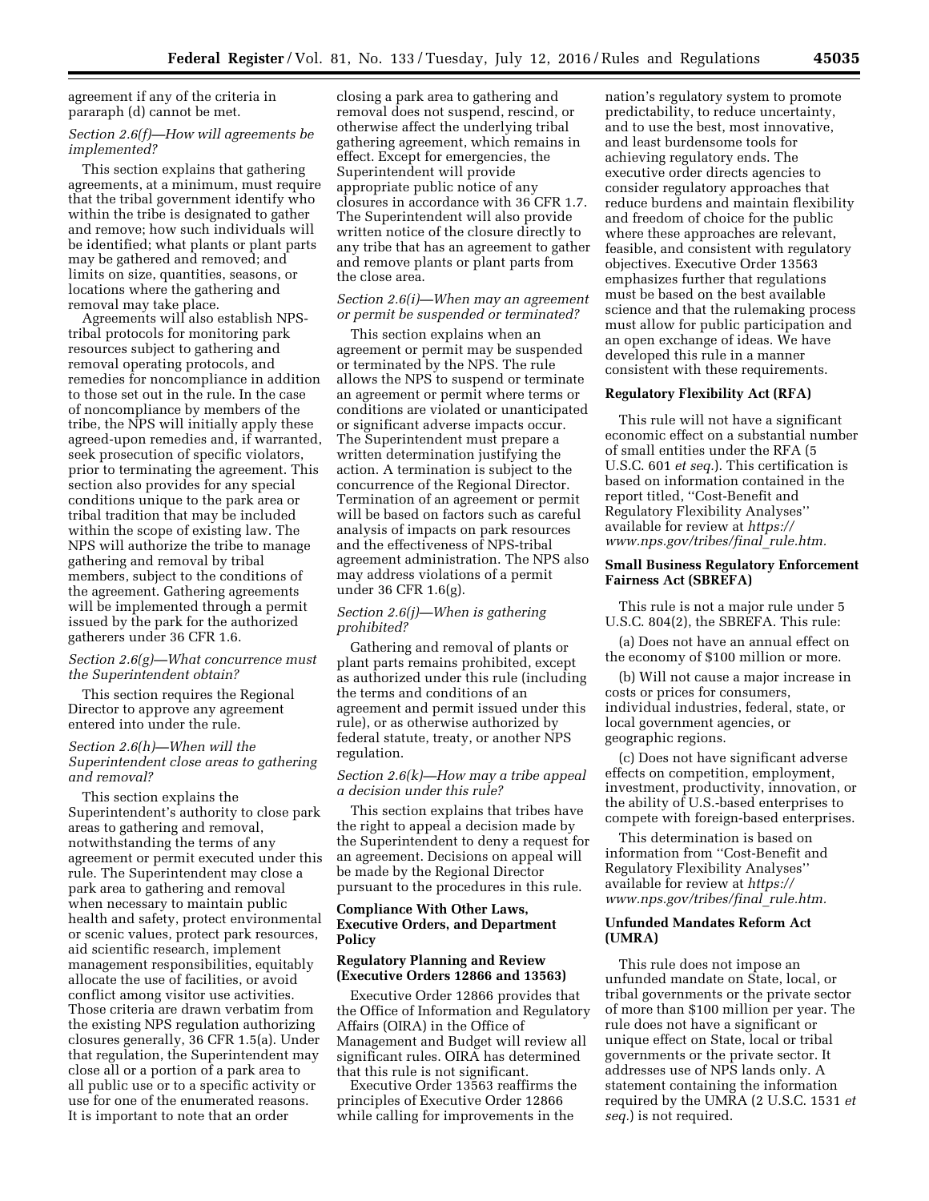agreement if any of the criteria in pararaph (d) cannot be met.

*Section 2.6(f)—How will agreements be implemented?*

This section explains that gathering agreements, at a minimum, must require that the tribal government identify who within the tribe is designated to gather and remove; how such individuals will be identified; what plants or plant parts may be gathered and removed; and limits on size, quantities, seasons, or locations where the gathering and removal may take place.

Agreements will also establish NPS-tribal protocols for monitoring park resources subject to gathering and removal operating protocols, and remedies for noncompliance in addition to those set out in the rule. In the case of noncompliance by members of the tribe, the NPS will initially apply these agreed-upon remedies and, if warranted, seek prosecution of specific violators, prior to terminating the agreement. This section also provides for any special conditions unique to the park area or tribal tradition that may be included within the scope of existing law. The NPS will authorize the tribe to manage gathering and removal by tribal members, subject to the conditions of the agreement. Gathering agreements will be implemented through a permit issued by the park for the authorized gatherers under 36 CFR 1.6.

*Section 2.6(g)—What concurrence must the Superintendent obtain?*

This section requires the Regional Director to approve any agreement entered into under the rule.

*Section 2.6(h)—When will the Superintendent close areas to gathering and removal?*

This section explains the Superintendent's authority to close park areas to gathering and removal, notwithstanding the terms of any agreement or permit executed under this rule. The Superintendent may close a park area to gathering and removal when necessary to maintain public health and safety, protect environmental or scenic values, protect park resources, aid scientific research, implement management responsibilities, equitably allocate the use of facilities, or avoid conflict among visitor use activities. Those criteria are drawn verbatim from the existing NPS regulation authorizing closures generally, 36 CFR 1.5(a). Under that regulation, the Superintendent may close all or a portion of a park area to all public use or to a specific activity or use for one of the enumerated reasons. It is important to note that an order closing a park area to gathering and removal does not suspend, rescind, or otherwise affect the underlying tribal gathering agreement, which remains in effect. Except for emergencies, the Superintendent will provide appropriate public notice of any closures in accordance with 36 CFR 1.7. The Superintendent will also provide written notice of the closure directly to any tribe that has an agreement to gather and remove plants or plant parts from the close area.

*Section 2.6(i)—When may an agreement or permit be suspended or terminated?*

This section explains when an agreement or permit may be suspended or terminated by the NPS. The rule allows the NPS to suspend or terminate an agreement or permit where terms or conditions are violated or unanticipated or significant adverse impacts occur. The Superintendent must prepare a written determination justifying the action. A termination is subject to the concurrence of the Regional Director. Termination of an agreement or permit will be based on factors such as careful analysis of impacts on park resources and the effectiveness of NPS-tribal agreement administration. The NPS also may address violations of a permit under 36 CFR 1.6(g).

*Section 2.6(j)—When is gathering prohibited?*

Gathering and removal of plants or plant parts remains prohibited, except as authorized under this rule (including the terms and conditions of an agreement and permit issued under this rule), or as otherwise authorized by federal statute, treaty, or another NPS regulation.

*Section 2.6(k)—How may a tribe appeal a decision under this rule?*

This section explains that tribes have the right to appeal a decision made by the Superintendent to deny a request for an agreement. Decisions on appeal will be made by the Regional Director pursuant to the procedures in this rule.

## Compliance With Other Laws, Executive Orders, and Department Policy

### Regulatory Planning and Review (Executive Orders 12866 and 13563)

Executive Order 12866 provides that the Office of Information and Regulatory Affairs (OIRA) in the Office of Management and Budget will review all significant rules. OIRA has determined that this rule is not significant.

Executive Order 13563 reaffirms the principles of Executive Order 12866 while calling for improvements in the nation's regulatory system to promote predictability, to reduce uncertainty, and to use the best, most innovative, and least burdensome tools for achieving regulatory ends. The executive order directs agencies to consider regulatory approaches that reduce burdens and maintain flexibility and freedom of choice for the public where these approaches are relevant, feasible, and consistent with regulatory objectives. Executive Order 13563 emphasizes further that regulations must be based on the best available science and that the rulemaking process must allow for public participation and an open exchange of ideas. We have developed this rule in a manner consistent with these requirements.

### Regulatory Flexibility Act (RFA)

This rule will not have a significant economic effect on a substantial number of small entities under the RFA (5 U.S.C. 601 *et seq.*). This certification is based on information contained in the report titled, ''Cost-Benefit and Regulatory Flexibility Analyses'' available for review at *https://www.nps.gov/tribes/final_rule.htm.*

### Small Business Regulatory Enforcement Fairness Act (SBREFA)

This rule is not a major rule under 5 U.S.C. 804(2), the SBREFA. This rule:

(a) Does not have an annual effect on the economy of $100 million or more.

(b) Will not cause a major increase in costs or prices for consumers, individual industries, federal, state, or local government agencies, or geographic regions.

(c) Does not have significant adverse effects on competition, employment, investment, productivity, innovation, or the ability of U.S.-based enterprises to compete with foreign-based enterprises.

This determination is based on information from ''Cost-Benefit and Regulatory Flexibility Analyses'' available for review at *https://www.nps.gov/tribes/final_rule.htm.*

### Unfunded Mandates Reform Act (UMRA)

This rule does not impose an unfunded mandate on State, local, or tribal governments or the private sector of more than $100 million per year. The rule does not have a significant or unique effect on State, local or tribal governments or the private sector. It addresses use of NPS lands only. A statement containing the information required by the UMRA (2 U.S.C. 1531 *et seq.*) is not required.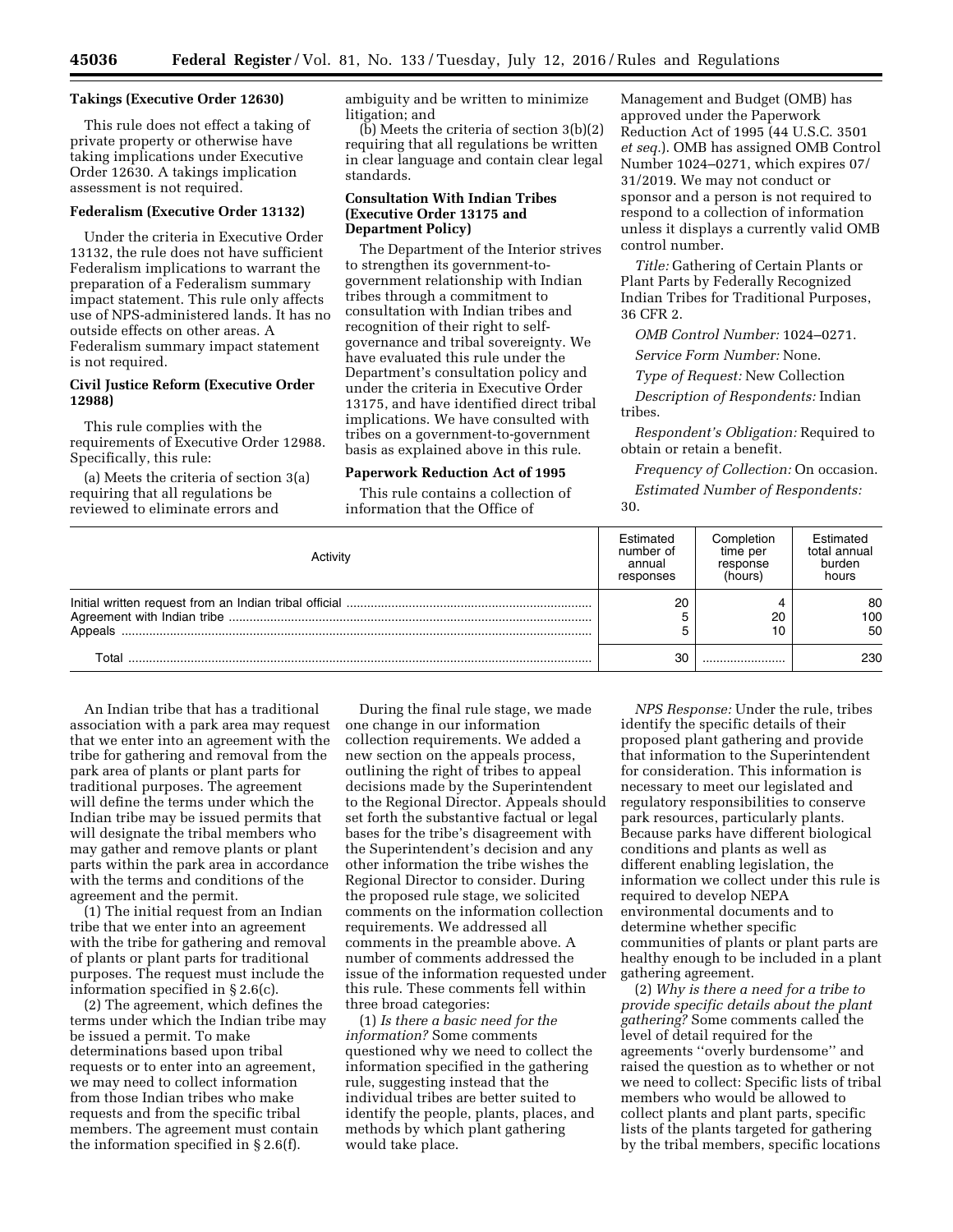**Takings (Executive Order 12630)**

This rule does not effect a taking of private property or otherwise have taking implications under Executive Order 12630. A takings implication assessment is not required.

**Federalism (Executive Order 13132)**

Under the criteria in Executive Order 13132, the rule does not have sufficient Federalism implications to warrant the preparation of a Federalism summary impact statement. This rule only affects use of NPS-administered lands. It has no outside effects on other areas. A Federalism summary impact statement is not required.

**Civil Justice Reform (Executive Order 12988)**

This rule complies with the requirements of Executive Order 12988. Specifically, this rule:

(a) Meets the criteria of section 3(a) requiring that all regulations be reviewed to eliminate errors and ambiguity and be written to minimize litigation; and

(b) Meets the criteria of section 3(b)(2) requiring that all regulations be written in clear language and contain clear legal standards.

**Consultation With Indian Tribes (Executive Order 13175 and Department Policy)**

The Department of the Interior strives to strengthen its government-to-government relationship with Indian tribes through a commitment to consultation with Indian tribes and recognition of their right to self-governance and tribal sovereignty. We have evaluated this rule under the Department's consultation policy and under the criteria in Executive Order 13175, and have identified direct tribal implications. We have consulted with tribes on a government-to-government basis as explained above in this rule.

**Paperwork Reduction Act of 1995**

This rule contains a collection of information that the Office of Management and Budget (OMB) has approved under the Paperwork Reduction Act of 1995 (44 U.S.C. 3501 *et seq.*). OMB has assigned OMB Control Number 1024–0271, which expires 07/31/2019. We may not conduct or sponsor and a person is not required to respond to a collection of information unless it displays a currently valid OMB control number.

*Title:* Gathering of Certain Plants or Plant Parts by Federally Recognized Indian Tribes for Traditional Purposes, 36 CFR 2.

*OMB Control Number:* 1024–0271.

*Service Form Number:* None.

*Type of Request:* New Collection

*Description of Respondents:* Indian tribes.

*Respondent's Obligation:* Required to obtain or retain a benefit.

*Frequency of Collection:* On occasion.

*Estimated Number of Respondents:* 30.

| Activity | Estimated number of annual responses | Completion time per response (hours) | Estimated total annual burden hours |
|---|---|---|---|
| Initial written request from an Indian tribal official | 20 | 4 | 80 |
| Agreement with Indian tribe | 5 | 20 | 100 |
| Appeals | 5 | 10 | 50 |
| Total | 30 | | 230 |

An Indian tribe that has a traditional association with a park area may request that we enter into an agreement with the tribe for gathering and removal from the park area of plants or plant parts for traditional purposes. The agreement will define the terms under which the Indian tribe may be issued permits that will designate the tribal members who may gather and remove plants or plant parts within the park area in accordance with the terms and conditions of the agreement and the permit.

(1) The initial request from an Indian tribe that we enter into an agreement with the tribe for gathering and removal of plants or plant parts for traditional purposes. The request must include the information specified in § 2.6(c).

(2) The agreement, which defines the terms under which the Indian tribe may be issued a permit. To make determinations based upon tribal requests or to enter into an agreement, we may need to collect information from those Indian tribes who make requests and from the specific tribal members. The agreement must contain the information specified in § 2.6(f).

During the final rule stage, we made one change in our information collection requirements. We added a new section on the appeals process, outlining the right of tribes to appeal decisions made by the Superintendent to the Regional Director. Appeals should set forth the substantive factual or legal bases for the tribe's disagreement with the Superintendent's decision and any other information the tribe wishes the Regional Director to consider. During the proposed rule stage, we solicited comments on the information collection requirements. We addressed all comments in the preamble above. A number of comments addressed the issue of the information requested under this rule. These comments fell within three broad categories:

(1) *Is there a basic need for the information?* Some comments questioned why we need to collect the information specified in the gathering rule, suggesting instead that the individual tribes are better suited to identify the people, plants, places, and methods by which plant gathering would take place.

*NPS Response:* Under the rule, tribes identify the specific details of their proposed plant gathering and provide that information to the Superintendent for consideration. This information is necessary to meet our legislated and regulatory responsibilities to conserve park resources, particularly plants. Because parks have different biological conditions and plants as well as different enabling legislation, the information we collect under this rule is required to develop NEPA environmental documents and to determine whether specific communities of plants or plant parts are healthy enough to be included in a plant gathering agreement.

(2) *Why is there a need for a tribe to provide specific details about the plant gathering?* Some comments called the level of detail required for the agreements "overly burdensome" and raised the question as to whether or not we need to collect: Specific lists of tribal members who would be allowed to collect plants and plant parts, specific lists of the plants targeted for gathering by the tribal members, specific locations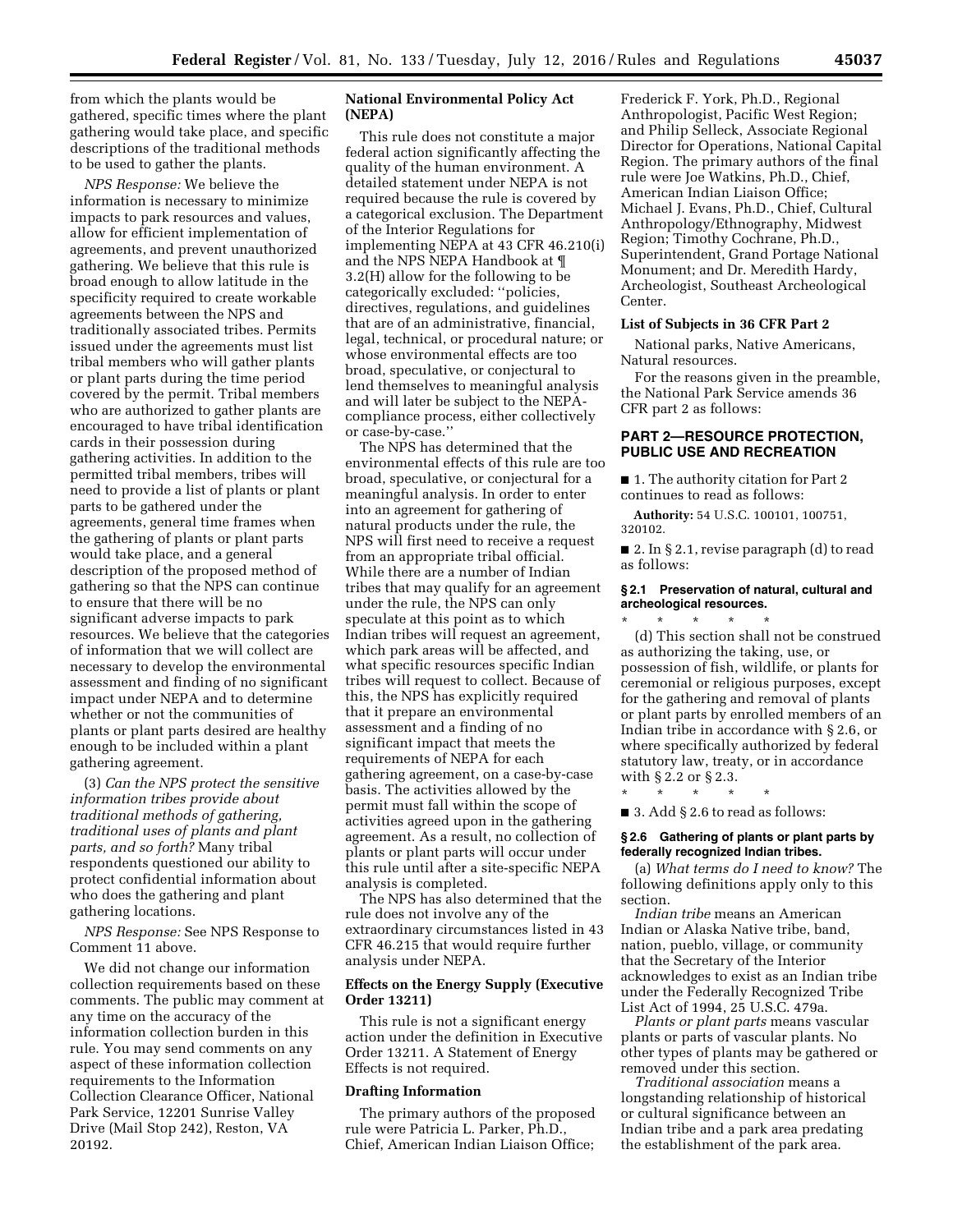from which the plants would be gathered, specific times where the plant gathering would take place, and specific descriptions of the traditional methods to be used to gather the plants.

*NPS Response:* We believe the information is necessary to minimize impacts to park resources and values, allow for efficient implementation of agreements, and prevent unauthorized gathering. We believe that this rule is broad enough to allow latitude in the specificity required to create workable agreements between the NPS and traditionally associated tribes. Permits issued under the agreements must list tribal members who will gather plants or plant parts during the time period covered by the permit. Tribal members who are authorized to gather plants are encouraged to have tribal identification cards in their possession during gathering activities. In addition to the permitted tribal members, tribes will need to provide a list of plants or plant parts to be gathered under the agreements, general time frames when the gathering of plants or plant parts would take place, and a general description of the proposed method of gathering so that the NPS can continue to ensure that there will be no significant adverse impacts to park resources. We believe that the categories of information that we will collect are necessary to develop the environmental assessment and finding of no significant impact under NEPA and to determine whether or not the communities of plants or plant parts desired are healthy enough to be included within a plant gathering agreement.

(3) *Can the NPS protect the sensitive information tribes provide about traditional methods of gathering, traditional uses of plants and plant parts, and so forth?* Many tribal respondents questioned our ability to protect confidential information about who does the gathering and plant gathering locations.

*NPS Response:* See NPS Response to Comment 11 above.

We did not change our information collection requirements based on these comments. The public may comment at any time on the accuracy of the information collection burden in this rule. You may send comments on any aspect of these information collection requirements to the Information Collection Clearance Officer, National Park Service, 12201 Sunrise Valley Drive (Mail Stop 242), Reston, VA 20192.

**National Environmental Policy Act (NEPA)**

This rule does not constitute a major federal action significantly affecting the quality of the human environment. A detailed statement under NEPA is not required because the rule is covered by a categorical exclusion. The Department of the Interior Regulations for implementing NEPA at 43 CFR 46.210(i) and the NPS NEPA Handbook at ¶ 3.2(H) allow for the following to be categorically excluded: ''policies, directives, regulations, and guidelines that are of an administrative, financial, legal, technical, or procedural nature; or whose environmental effects are too broad, speculative, or conjectural to lend themselves to meaningful analysis and will later be subject to the NEPA-compliance process, either collectively or case-by-case.''

The NPS has determined that the environmental effects of this rule are too broad, speculative, or conjectural for a meaningful analysis. In order to enter into an agreement for gathering of natural products under the rule, the NPS will first need to receive a request from an appropriate tribal official. While there are a number of Indian tribes that may qualify for an agreement under the rule, the NPS can only speculate at this point as to which Indian tribes will request an agreement, which park areas will be affected, and what specific resources specific Indian tribes will request to collect. Because of this, the NPS has explicitly required that it prepare an environmental assessment and a finding of no significant impact that meets the requirements of NEPA for each gathering agreement, on a case-by-case basis. The activities allowed by the permit must fall within the scope of activities agreed upon in the gathering agreement. As a result, no collection of plants or plant parts will occur under this rule until after a site-specific NEPA analysis is completed.

The NPS has also determined that the rule does not involve any of the extraordinary circumstances listed in 43 CFR 46.215 that would require further analysis under NEPA.

**Effects on the Energy Supply (Executive Order 13211)**

This rule is not a significant energy action under the definition in Executive Order 13211. A Statement of Energy Effects is not required.

**Drafting Information**

The primary authors of the proposed rule were Patricia L. Parker, Ph.D., Chief, American Indian Liaison Office; Frederick F. York, Ph.D., Regional Anthropologist, Pacific West Region; and Philip Selleck, Associate Regional Director for Operations, National Capital Region. The primary authors of the final rule were Joe Watkins, Ph.D., Chief, American Indian Liaison Office; Michael J. Evans, Ph.D., Chief, Cultural Anthropology/Ethnography, Midwest Region; Timothy Cochrane, Ph.D., Superintendent, Grand Portage National Monument; and Dr. Meredith Hardy, Archeologist, Southeast Archeological Center.

**List of Subjects in 36 CFR Part 2**

National parks, Native Americans, Natural resources.

For the reasons given in the preamble, the National Park Service amends 36 CFR part 2 as follows:

**PART 2—RESOURCE PROTECTION, PUBLIC USE AND RECREATION**

■ 1. The authority citation for Part 2 continues to read as follows:

**Authority:** 54 U.S.C. 100101, 100751, 320102.

■ 2. In § 2.1, revise paragraph (d) to read as follows:

**§ 2.1 Preservation of natural, cultural and archeological resources.**

\* \* \* \* \*

(d) This section shall not be construed as authorizing the taking, use, or possession of fish, wildlife, or plants for ceremonial or religious purposes, except for the gathering and removal of plants or plant parts by enrolled members of an Indian tribe in accordance with § 2.6, or where specifically authorized by federal statutory law, treaty, or in accordance with § 2.2 or § 2.3.

\* \* \* \* \*

■ 3. Add § 2.6 to read as follows:

**§ 2.6 Gathering of plants or plant parts by federally recognized Indian tribes.**

(a) *What terms do I need to know?* The following definitions apply only to this section.

*Indian tribe* means an American Indian or Alaska Native tribe, band, nation, pueblo, village, or community that the Secretary of the Interior acknowledges to exist as an Indian tribe under the Federally Recognized Tribe List Act of 1994, 25 U.S.C. 479a.

*Plants or plant parts* means vascular plants or parts of vascular plants. No other types of plants may be gathered or removed under this section.

*Traditional association* means a longstanding relationship of historical or cultural significance between an Indian tribe and a park area predating the establishment of the park area.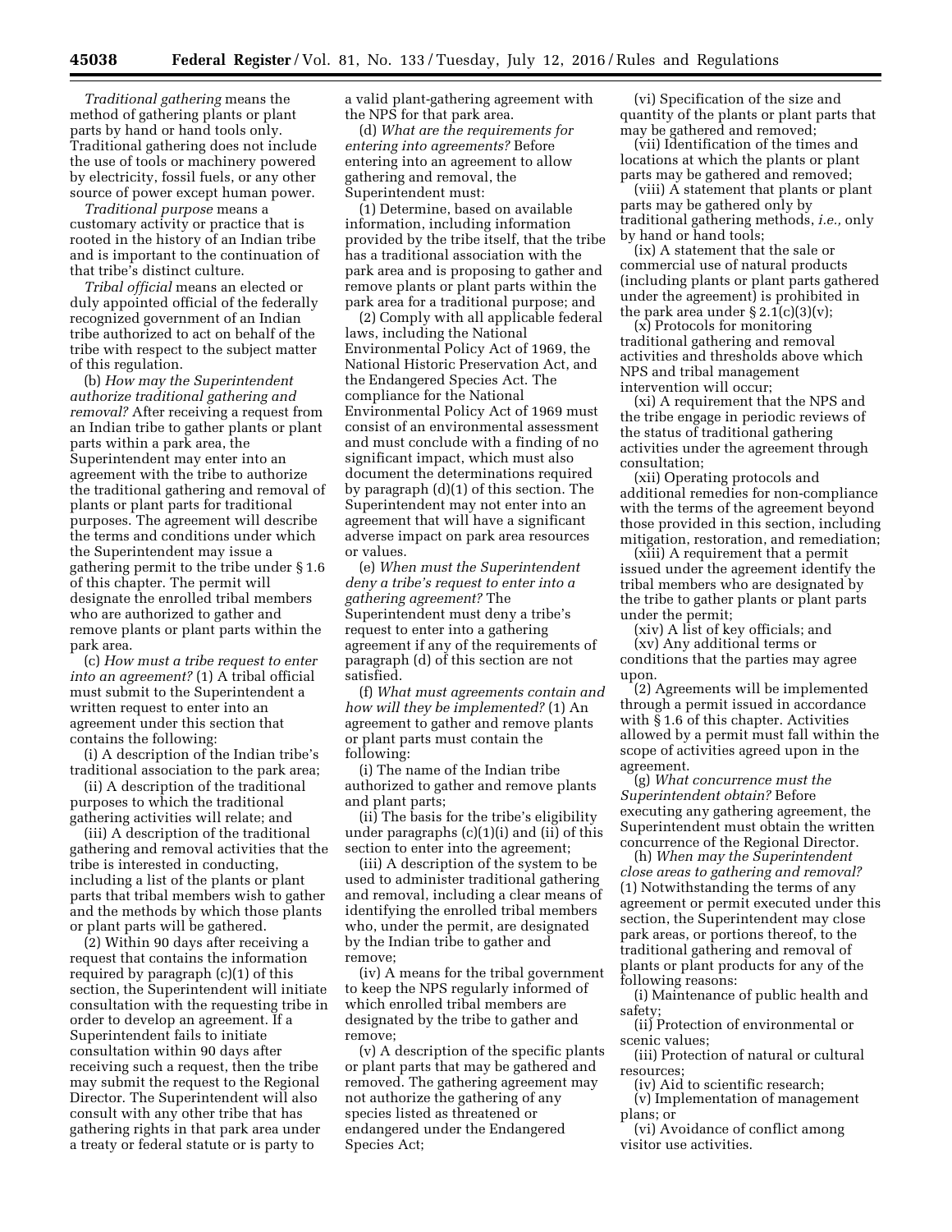*Traditional gathering* means the method of gathering plants or plant parts by hand or hand tools only. Traditional gathering does not include the use of tools or machinery powered by electricity, fossil fuels, or any other source of power except human power.

*Traditional purpose* means a customary activity or practice that is rooted in the history of an Indian tribe and is important to the continuation of that tribe's distinct culture.

*Tribal official* means an elected or duly appointed official of the federally recognized government of an Indian tribe authorized to act on behalf of the tribe with respect to the subject matter of this regulation.

(b) *How may the Superintendent authorize traditional gathering and removal?* After receiving a request from an Indian tribe to gather plants or plant parts within a park area, the Superintendent may enter into an agreement with the tribe to authorize the traditional gathering and removal of plants or plant parts for traditional purposes. The agreement will describe the terms and conditions under which the Superintendent may issue a gathering permit to the tribe under § 1.6 of this chapter. The permit will designate the enrolled tribal members who are authorized to gather and remove plants or plant parts within the park area.

(c) *How must a tribe request to enter into an agreement?* (1) A tribal official must submit to the Superintendent a written request to enter into an agreement under this section that contains the following:

(i) A description of the Indian tribe's traditional association to the park area;

(ii) A description of the traditional purposes to which the traditional gathering activities will relate; and

(iii) A description of the traditional gathering and removal activities that the tribe is interested in conducting, including a list of the plants or plant parts that tribal members wish to gather and the methods by which those plants or plant parts will be gathered.

(2) Within 90 days after receiving a request that contains the information required by paragraph (c)(1) of this section, the Superintendent will initiate consultation with the requesting tribe in order to develop an agreement. If a Superintendent fails to initiate consultation within 90 days after receiving such a request, then the tribe may submit the request to the Regional Director. The Superintendent will also consult with any other tribe that has gathering rights in that park area under a treaty or federal statute or is party to a valid plant-gathering agreement with the NPS for that park area.

(d) *What are the requirements for entering into agreements?* Before entering into an agreement to allow gathering and removal, the Superintendent must:

(1) Determine, based on available information, including information provided by the tribe itself, that the tribe has a traditional association with the park area and is proposing to gather and remove plants or plant parts within the park area for a traditional purpose; and

(2) Comply with all applicable federal laws, including the National Environmental Policy Act of 1969, the National Historic Preservation Act, and the Endangered Species Act. The compliance for the National Environmental Policy Act of 1969 must consist of an environmental assessment and must conclude with a finding of no significant impact, which must also document the determinations required by paragraph (d)(1) of this section. The Superintendent may not enter into an agreement that will have a significant adverse impact on park area resources or values.

(e) *When must the Superintendent deny a tribe's request to enter into a gathering agreement?* The Superintendent must deny a tribe's request to enter into a gathering agreement if any of the requirements of paragraph (d) of this section are not satisfied.

(f) *What must agreements contain and how will they be implemented?* (1) An agreement to gather and remove plants or plant parts must contain the following:

(i) The name of the Indian tribe authorized to gather and remove plants and plant parts;

(ii) The basis for the tribe's eligibility under paragraphs (c)(1)(i) and (ii) of this section to enter into the agreement;

(iii) A description of the system to be used to administer traditional gathering and removal, including a clear means of identifying the enrolled tribal members who, under the permit, are designated by the Indian tribe to gather and remove;

(iv) A means for the tribal government to keep the NPS regularly informed of which enrolled tribal members are designated by the tribe to gather and remove;

(v) A description of the specific plants or plant parts that may be gathered and removed. The gathering agreement may not authorize the gathering of any species listed as threatened or endangered under the Endangered Species Act;

(vi) Specification of the size and quantity of the plants or plant parts that may be gathered and removed;

(vii) Identification of the times and locations at which the plants or plant parts may be gathered and removed;

(viii) A statement that plants or plant parts may be gathered only by traditional gathering methods, *i.e.,* only by hand or hand tools;

(ix) A statement that the sale or commercial use of natural products (including plants or plant parts gathered under the agreement) is prohibited in the park area under § 2.1(c)(3)(v);

(x) Protocols for monitoring traditional gathering and removal activities and thresholds above which NPS and tribal management intervention will occur;

(xi) A requirement that the NPS and the tribe engage in periodic reviews of the status of traditional gathering activities under the agreement through consultation;

(xii) Operating protocols and additional remedies for non-compliance with the terms of the agreement beyond those provided in this section, including mitigation, restoration, and remediation;

(xiii) A requirement that a permit issued under the agreement identify the tribal members who are designated by the tribe to gather plants or plant parts under the permit;

(xiv) A list of key officials; and

(xv) Any additional terms or conditions that the parties may agree upon.

(2) Agreements will be implemented through a permit issued in accordance with § 1.6 of this chapter. Activities allowed by a permit must fall within the scope of activities agreed upon in the agreement.

(g) *What concurrence must the Superintendent obtain?* Before executing any gathering agreement, the Superintendent must obtain the written concurrence of the Regional Director.

(h) *When may the Superintendent close areas to gathering and removal?* (1) Notwithstanding the terms of any agreement or permit executed under this section, the Superintendent may close park areas, or portions thereof, to the traditional gathering and removal of plants or plant products for any of the following reasons:

(i) Maintenance of public health and safety;

(ii) Protection of environmental or scenic values;

(iii) Protection of natural or cultural resources;

(iv) Aid to scientific research;

(v) Implementation of management plans; or

(vi) Avoidance of conflict among visitor use activities.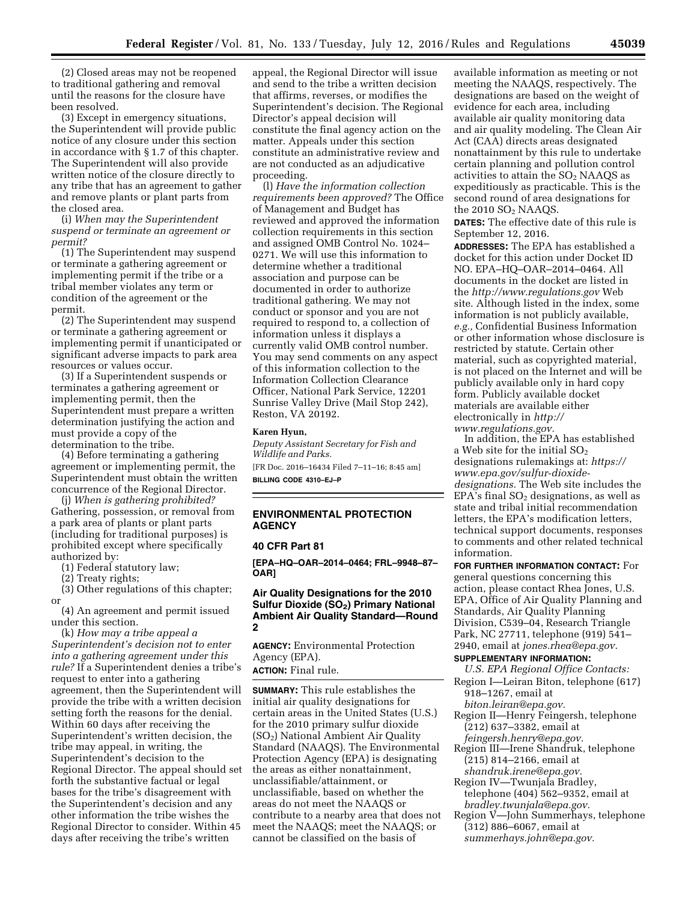(2) Closed areas may not be reopened to traditional gathering and removal until the reasons for the closure have been resolved.

(3) Except in emergency situations, the Superintendent will provide public notice of any closure under this section in accordance with § 1.7 of this chapter. The Superintendent will also provide written notice of the closure directly to any tribe that has an agreement to gather and remove plants or plant parts from the closed area.

(i) *When may the Superintendent suspend or terminate an agreement or permit?*

(1) The Superintendent may suspend or terminate a gathering agreement or implementing permit if the tribe or a tribal member violates any term or condition of the agreement or the permit.

(2) The Superintendent may suspend or terminate a gathering agreement or implementing permit if unanticipated or significant adverse impacts to park area resources or values occur.

(3) If a Superintendent suspends or terminates a gathering agreement or implementing permit, then the Superintendent must prepare a written determination justifying the action and must provide a copy of the determination to the tribe.

(4) Before terminating a gathering agreement or implementing permit, the Superintendent must obtain the written concurrence of the Regional Director.

(j) *When is gathering prohibited?* Gathering, possession, or removal from a park area of plants or plant parts (including for traditional purposes) is prohibited except where specifically authorized by:

(1) Federal statutory law;

(2) Treaty rights;

(3) Other regulations of this chapter; or

(4) An agreement and permit issued under this section.

(k) *How may a tribe appeal a Superintendent's decision not to enter into a gathering agreement under this rule?* If a Superintendent denies a tribe's request to enter into a gathering agreement, then the Superintendent will provide the tribe with a written decision setting forth the reasons for the denial. Within 60 days after receiving the Superintendent's written decision, the tribe may appeal, in writing, the Superintendent's decision to the Regional Director. The appeal should set forth the substantive factual or legal bases for the tribe's disagreement with the Superintendent's decision and any other information the tribe wishes the Regional Director to consider. Within 45 days after receiving the tribe's written appeal, the Regional Director will issue and send to the tribe a written decision that affirms, reverses, or modifies the Superintendent's decision. The Regional Director's appeal decision will constitute the final agency action on the matter. Appeals under this section constitute an administrative review and are not conducted as an adjudicative proceeding.

(l) *Have the information collection requirements been approved?* The Office of Management and Budget has reviewed and approved the information collection requirements in this section and assigned OMB Control No. 1024–0271. We will use this information to determine whether a traditional association and purpose can be documented in order to authorize traditional gathering. We may not conduct or sponsor and you are not required to respond to, a collection of information unless it displays a currently valid OMB control number. You may send comments on any aspect of this information collection to the Information Collection Clearance Officer, National Park Service, 12201 Sunrise Valley Drive (Mail Stop 242), Reston, VA 20192.

**Karen Hyun,**

*Deputy Assistant Secretary for Fish and Wildlife and Parks.*

[FR Doc. 2016–16434 Filed 7–11–16; 8:45 am]

**BILLING CODE 4310–EJ–P**

---

## ENVIRONMENTAL PROTECTION AGENCY

### 40 CFR Part 81

**[EPA–HQ–OAR–2014–0464; FRL–9948–87–OAR]**

### Air Quality Designations for the 2010 Sulfur Dioxide ($SO_2$) Primary National Ambient Air Quality Standard—Round 2

**AGENCY:** Environmental Protection Agency (EPA).

**ACTION:** Final rule.

**SUMMARY:** This rule establishes the initial air quality designations for certain areas in the United States (U.S.) for the 2010 primary sulfur dioxide ($SO_2$) National Ambient Air Quality Standard (NAAQS). The Environmental Protection Agency (EPA) is designating the areas as either nonattainment, unclassifiable/attainment, or unclassifiable, based on whether the areas do not meet the NAAQS or contribute to a nearby area that does not meet the NAAQS; meet the NAAQS; or cannot be classified on the basis of available information as meeting or not meeting the NAAQS, respectively. The designations are based on the weight of evidence for each area, including available air quality monitoring data and air quality modeling. The Clean Air Act (CAA) directs areas designated nonattainment by this rule to undertake certain planning and pollution control activities to attain the $SO_2$ NAAQS as expeditiously as practicable. This is the second round of area designations for the 2010 $SO_2$ NAAQS.

**DATES:** The effective date of this rule is September 12, 2016.

**ADDRESSES:** The EPA has established a docket for this action under Docket ID NO. EPA–HQ–OAR–2014–0464. All documents in the docket are listed in the *http://www.regulations.gov* Web site. Although listed in the index, some information is not publicly available, *e.g.,* Confidential Business Information or other information whose disclosure is restricted by statute. Certain other material, such as copyrighted material, is not placed on the Internet and will be publicly available only in hard copy form. Publicly available docket materials are available either electronically in *http://www.regulations.gov.*

In addition, the EPA has established a Web site for the initial $SO_2$ designations rulemakings at: *https://www.epa.gov/sulfur-dioxide-designations.* The Web site includes the EPA's final $SO_2$ designations, as well as state and tribal initial recommendation letters, the EPA's modification letters, technical support documents, responses to comments and other related technical information.

**FOR FURTHER INFORMATION CONTACT:** For general questions concerning this action, please contact Rhea Jones, U.S. EPA, Office of Air Quality Planning and Standards, Air Quality Planning Division, C539–04, Research Triangle Park, NC 27711, telephone (919) 541–2940, email at *jones.rhea@epa.gov.*

**SUPPLEMENTARY INFORMATION:**

*U.S. EPA Regional Office Contacts:*

Region I—Leiran Biton, telephone (617) 918–1267, email at *biton.leiran@epa.gov.*

Region II—Henry Feingersh, telephone (212) 637–3382, email at *feingersh.henry@epa.gov.*

Region III—Irene Shandruk, telephone (215) 814–2166, email at *shandruk.irene@epa.gov.*

Region IV—Twunjala Bradley, telephone (404) 562–9352, email at *bradley.twunjala@epa.gov.*

Region V—John Summerhays, telephone (312) 886–6067, email at *summerhays.john@epa.gov.*